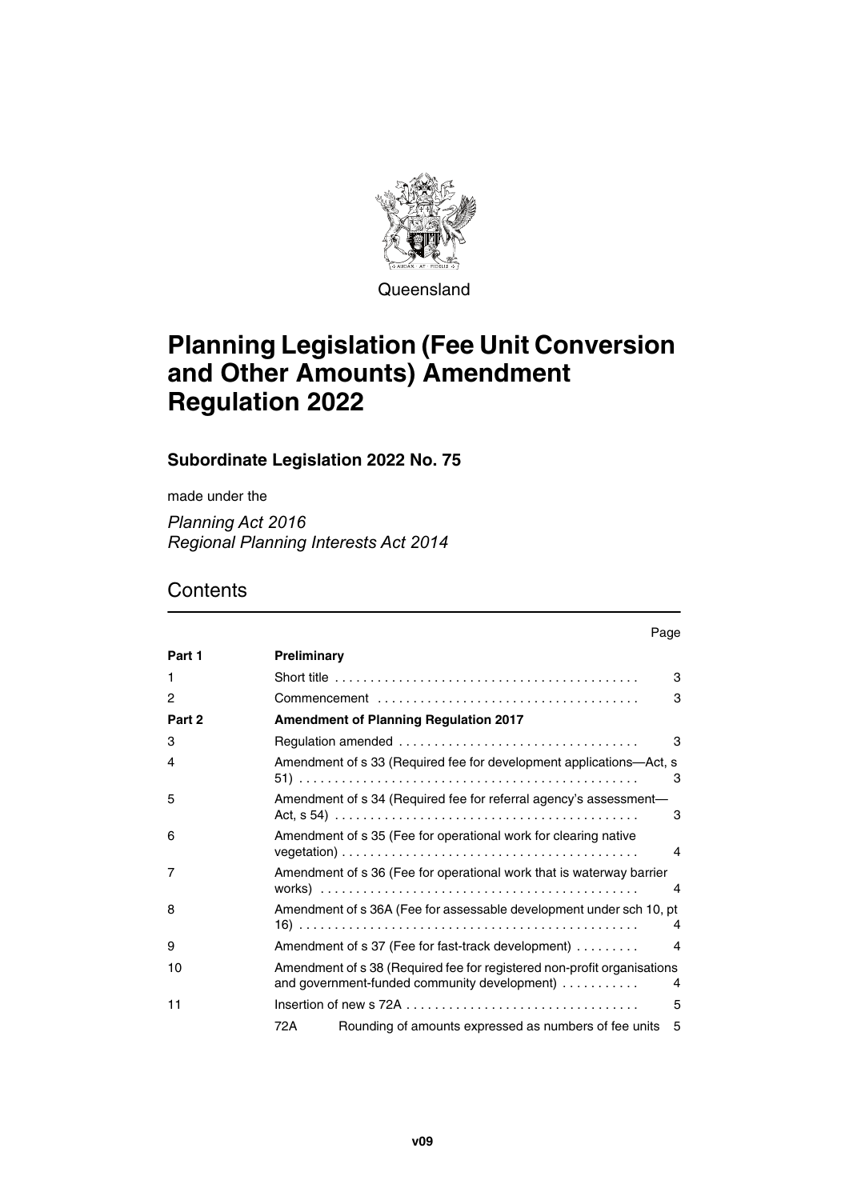Queensland

# Planning Legislation (Fee Unit Conversion and Other Amounts) Amendment Regulation 2022

## Subordinate Legislation 2022 No. 75

made under the

*Planning Act 2016*
*Regional Planning Interests Act 2014*

## Contents

| | | Page |
|---|---|---|
| **Part 1** | **Preliminary** | |
| 1 | Short title | 3 |
| 2 | Commencement | 3 |
| **Part 2** | **Amendment of Planning Regulation 2017** | |
| 3 | Regulation amended | 3 |
| 4 | Amendment of s 33 (Required fee for development applications—Act, s 51) | 3 |
| 5 | Amendment of s 34 (Required fee for referral agency's assessment—Act, s 54) | 3 |
| 6 | Amendment of s 35 (Fee for operational work for clearing native vegetation) | 4 |
| 7 | Amendment of s 36 (Fee for operational work that is waterway barrier works) | 4 |
| 8 | Amendment of s 36A (Fee for assessable development under sch 10, pt 16) | 4 |
| 9 | Amendment of s 37 (Fee for fast-track development) | 4 |
| 10 | Amendment of s 38 (Required fee for registered non-profit organisations and government-funded community development) | 4 |
| 11 | Insertion of new s 72A | 5 |
| | 72A Rounding of amounts expressed as numbers of fee units | 5 |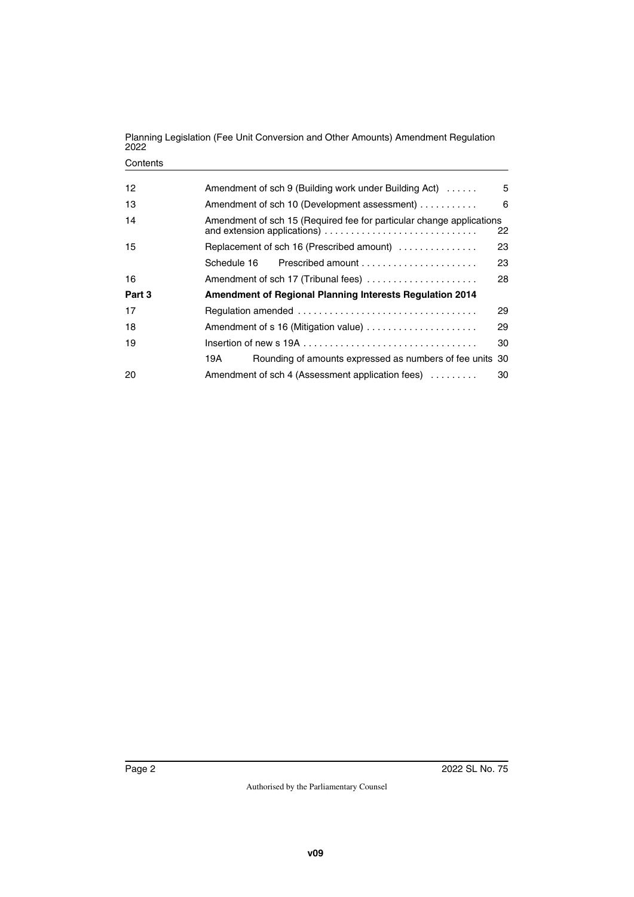| | | |
|---|---|---|
| 12 | Amendment of sch 9 (Building work under Building Act) | 5 |
| 13 | Amendment of sch 10 (Development assessment) | 6 |
| 14 | Amendment of sch 15 (Required fee for particular change applications and extension applications) | 22 |
| 15 | Replacement of sch 16 (Prescribed amount) | 23 |
| | Schedule 16 Prescribed amount | 23 |
| 16 | Amendment of sch 17 (Tribunal fees) | 28 |
| **Part 3** | **Amendment of Regional Planning Interests Regulation 2014** | |
| 17 | Regulation amended | 29 |
| 18 | Amendment of s 16 (Mitigation value) | 29 |
| 19 | Insertion of new s 19A | 30 |
| | 19A Rounding of amounts expressed as numbers of fee units | 30 |
| 20 | Amendment of sch 4 (Assessment application fees) | 30 |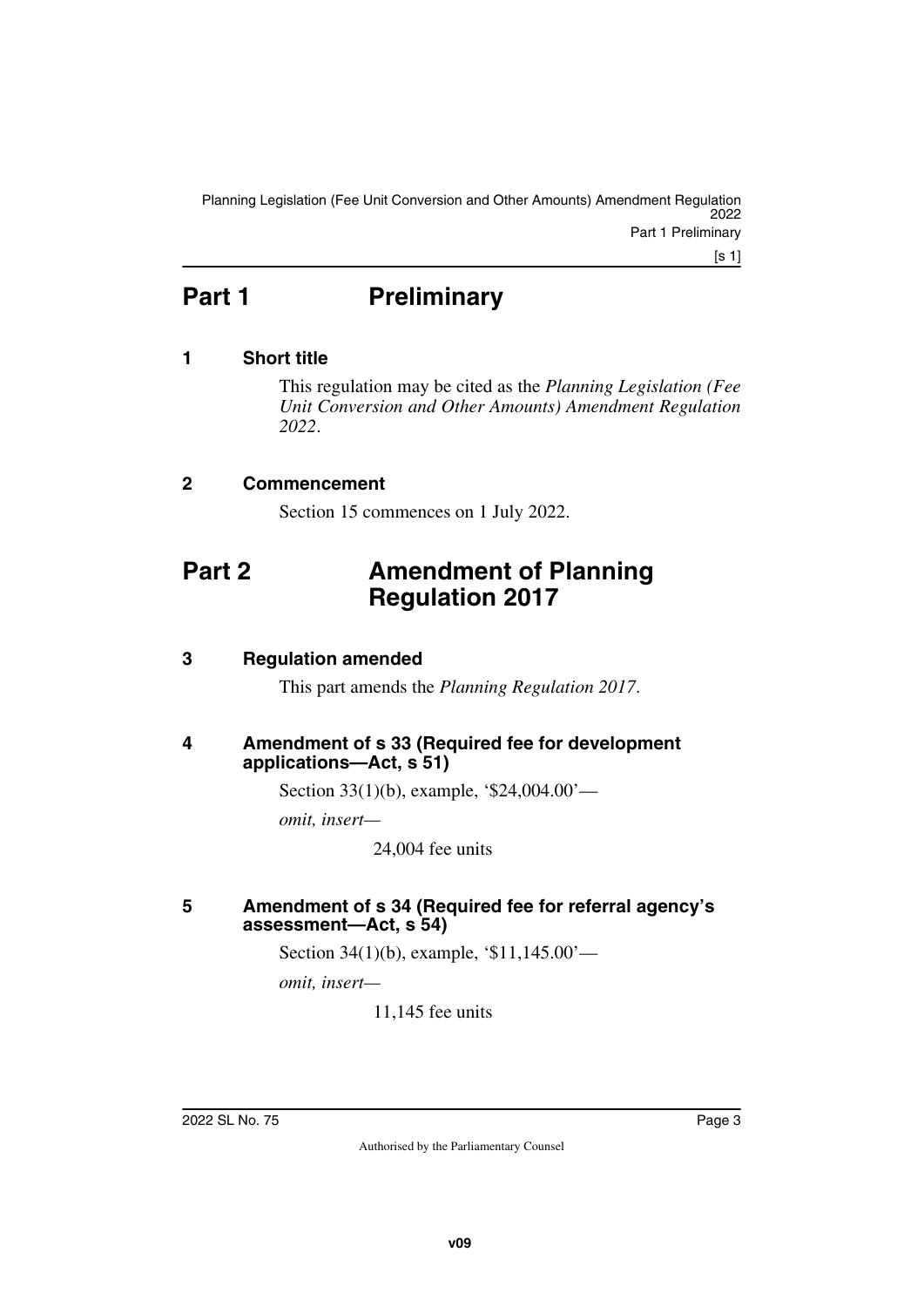# Part 1 Preliminary

## 1 Short title

This regulation may be cited as the *Planning Legislation (Fee Unit Conversion and Other Amounts) Amendment Regulation 2022*.

## 2 Commencement

Section 15 commences on 1 July 2022.

# Part 2 Amendment of Planning Regulation 2017

## 3 Regulation amended

This part amends the *Planning Regulation 2017*.

## 4 Amendment of s 33 (Required fee for development applications—Act, s 51)

Section 33(1)(b), example, '$24,004.00'—

*omit, insert—*

24,004 fee units

## 5 Amendment of s 34 (Required fee for referral agency's assessment—Act, s 54)

Section 34(1)(b), example, '$11,145.00'—

*omit, insert—*

11,145 fee units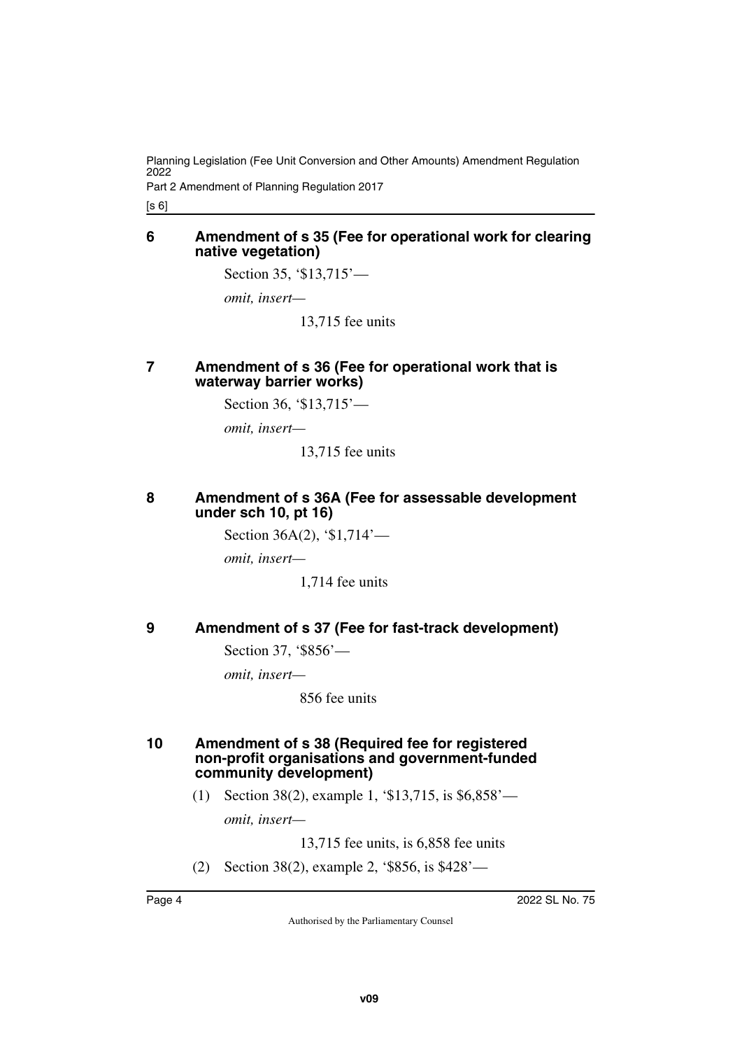## 6 Amendment of s 35 (Fee for operational work for clearing native vegetation)

Section 35, '$13,715'—

*omit, insert—*

13,715 fee units

## 7 Amendment of s 36 (Fee for operational work that is waterway barrier works)

Section 36, '$13,715'—

*omit, insert—*

13,715 fee units

## 8 Amendment of s 36A (Fee for assessable development under sch 10, pt 16)

Section 36A(2), '$1,714'—

*omit, insert—*

1,714 fee units

## 9 Amendment of s 37 (Fee for fast-track development)

Section 37, '$856'—

*omit, insert—*

856 fee units

## 10 Amendment of s 38 (Required fee for registered non-profit organisations and government-funded community development)

(1) Section 38(2), example 1, '$13,715, is $6,858'—

*omit, insert—*

13,715 fee units, is 6,858 fee units

(2) Section 38(2), example 2, '$856, is $428'—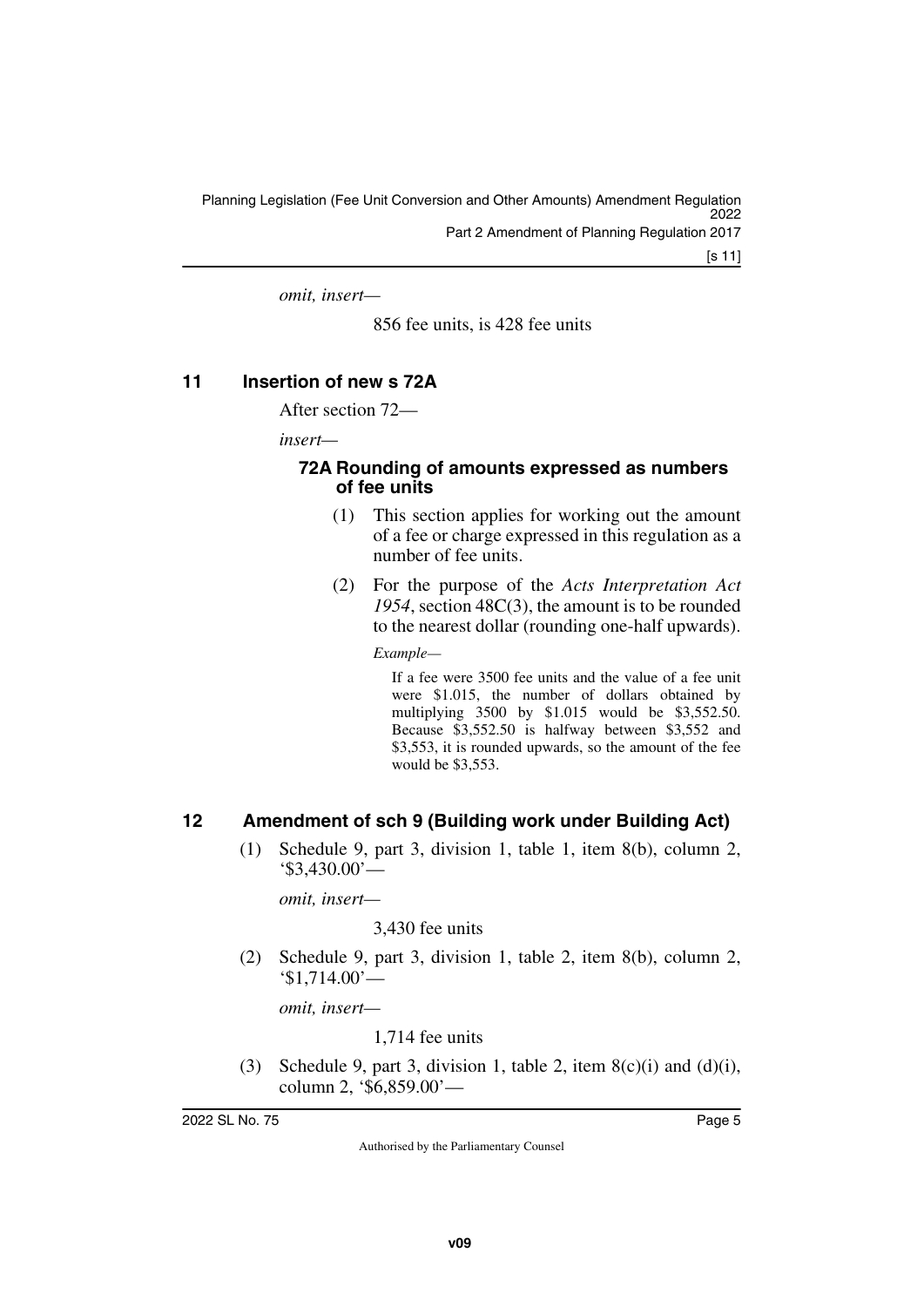*omit, insert—*

856 fee units, is 428 fee units

## 11 Insertion of new s 72A

After section 72—

*insert—*

### 72A Rounding of amounts expressed as numbers of fee units

(1) This section applies for working out the amount of a fee or charge expressed in this regulation as a number of fee units.

(2) For the purpose of the *Acts Interpretation Act 1954*, section 48C(3), the amount is to be rounded to the nearest dollar (rounding one-half upwards).

*Example—*

If a fee were 3500 fee units and the value of a fee unit were $1.015, the number of dollars obtained by multiplying 3500 by $1.015 would be $3,552.50. Because $3,552.50 is halfway between $3,552 and $3,553, it is rounded upwards, so the amount of the fee would be $3,553.

## 12 Amendment of sch 9 (Building work under Building Act)

(1) Schedule 9, part 3, division 1, table 1, item 8(b), column 2, '$3,430.00'—

*omit, insert—*

3,430 fee units

(2) Schedule 9, part 3, division 1, table 2, item 8(b), column 2, '$1,714.00'—

*omit, insert—*

1,714 fee units

(3) Schedule 9, part 3, division 1, table 2, item 8(c)(i) and (d)(i), column 2, '$6,859.00'—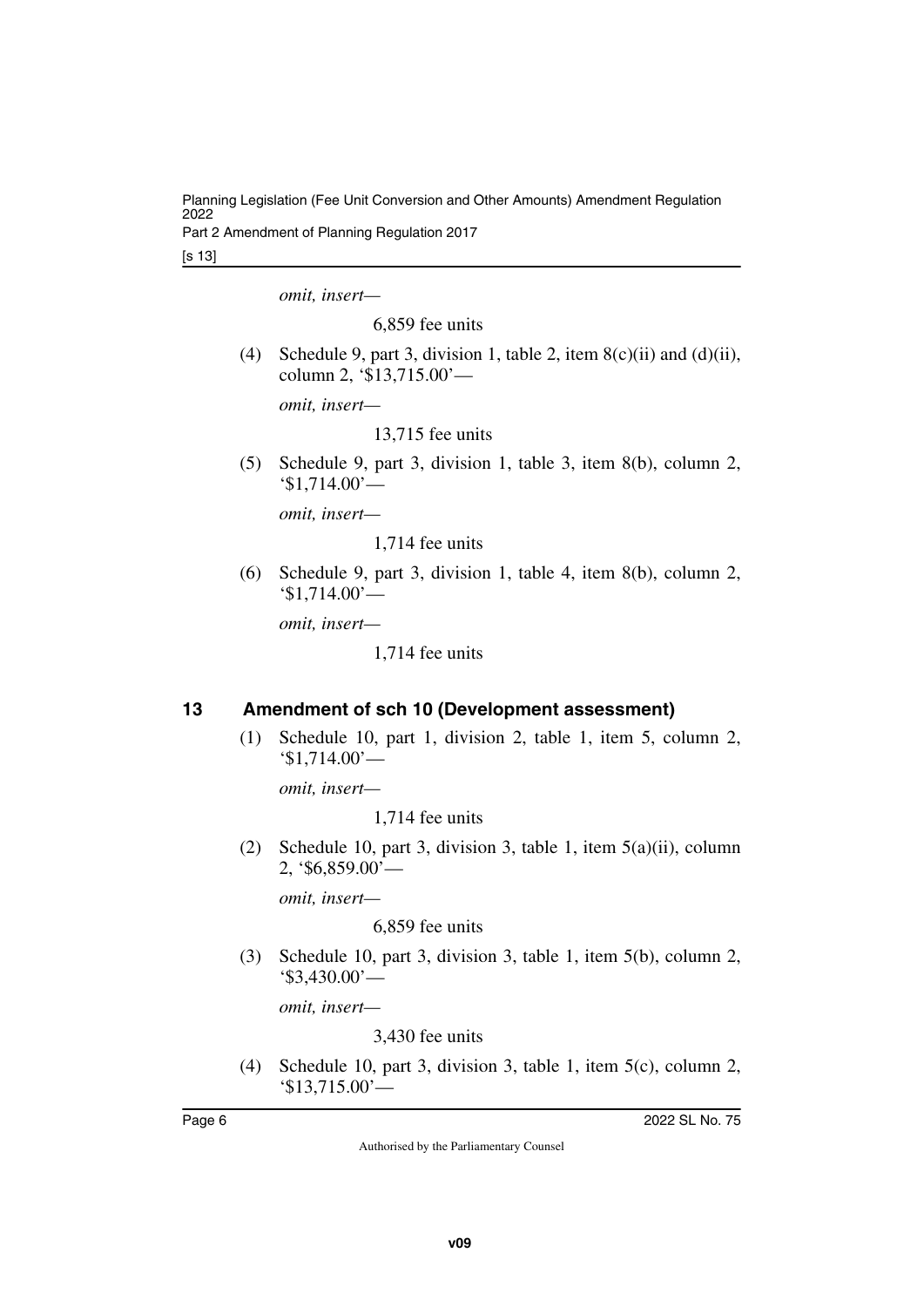*omit, insert—*

6,859 fee units

(4) Schedule 9, part 3, division 1, table 2, item 8(c)(ii) and (d)(ii), column 2, '$13,715.00'—

*omit, insert—*

13,715 fee units

(5) Schedule 9, part 3, division 1, table 3, item 8(b), column 2, '$1,714.00'—

*omit, insert—*

1,714 fee units

(6) Schedule 9, part 3, division 1, table 4, item 8(b), column 2, '$1,714.00'—

*omit, insert—*

1,714 fee units

## 13 Amendment of sch 10 (Development assessment)

(1) Schedule 10, part 1, division 2, table 1, item 5, column 2, '$1,714.00'—

*omit, insert—*

1,714 fee units

(2) Schedule 10, part 3, division 3, table 1, item 5(a)(ii), column 2, '$6,859.00'—

*omit, insert—*

6,859 fee units

(3) Schedule 10, part 3, division 3, table 1, item 5(b), column 2, '$3,430.00'—

*omit, insert—*

3,430 fee units

(4) Schedule 10, part 3, division 3, table 1, item 5(c), column 2, '$13,715.00'—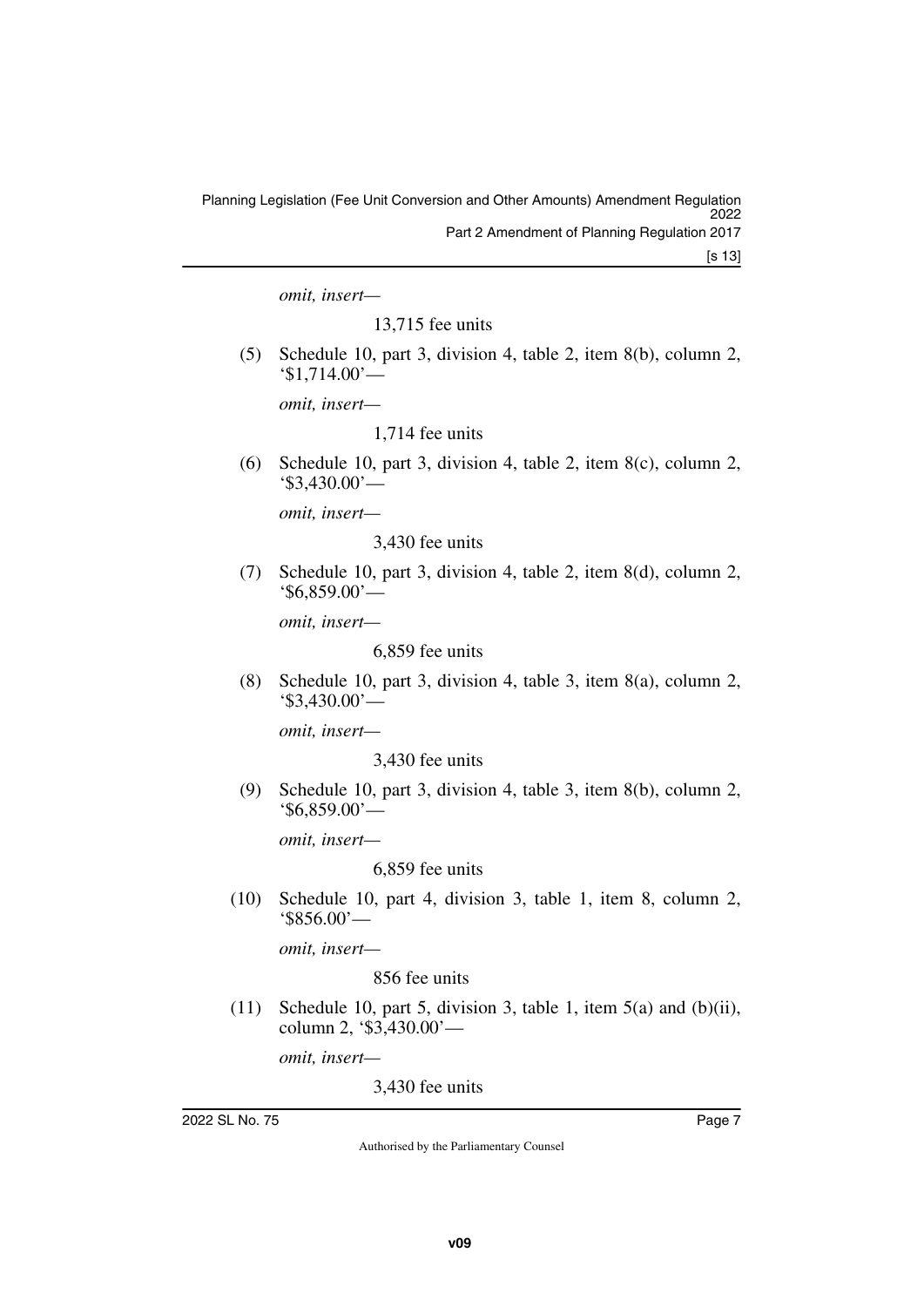*omit, insert—*

13,715 fee units

(5) Schedule 10, part 3, division 4, table 2, item 8(b), column 2, '$1,714.00'—

*omit, insert—*

1,714 fee units

(6) Schedule 10, part 3, division 4, table 2, item 8(c), column 2, '$3,430.00'—

*omit, insert—*

3,430 fee units

(7) Schedule 10, part 3, division 4, table 2, item 8(d), column 2, '$6,859.00'—

*omit, insert—*

6,859 fee units

(8) Schedule 10, part 3, division 4, table 3, item 8(a), column 2, '$3,430.00'—

*omit, insert—*

3,430 fee units

(9) Schedule 10, part 3, division 4, table 3, item 8(b), column 2, '$6,859.00'—

*omit, insert—*

6,859 fee units

(10) Schedule 10, part 4, division 3, table 1, item 8, column 2, '$856.00'—

*omit, insert—*

856 fee units

(11) Schedule 10, part 5, division 3, table 1, item 5(a) and (b)(ii), column 2, '$3,430.00'—

*omit, insert—*

3,430 fee units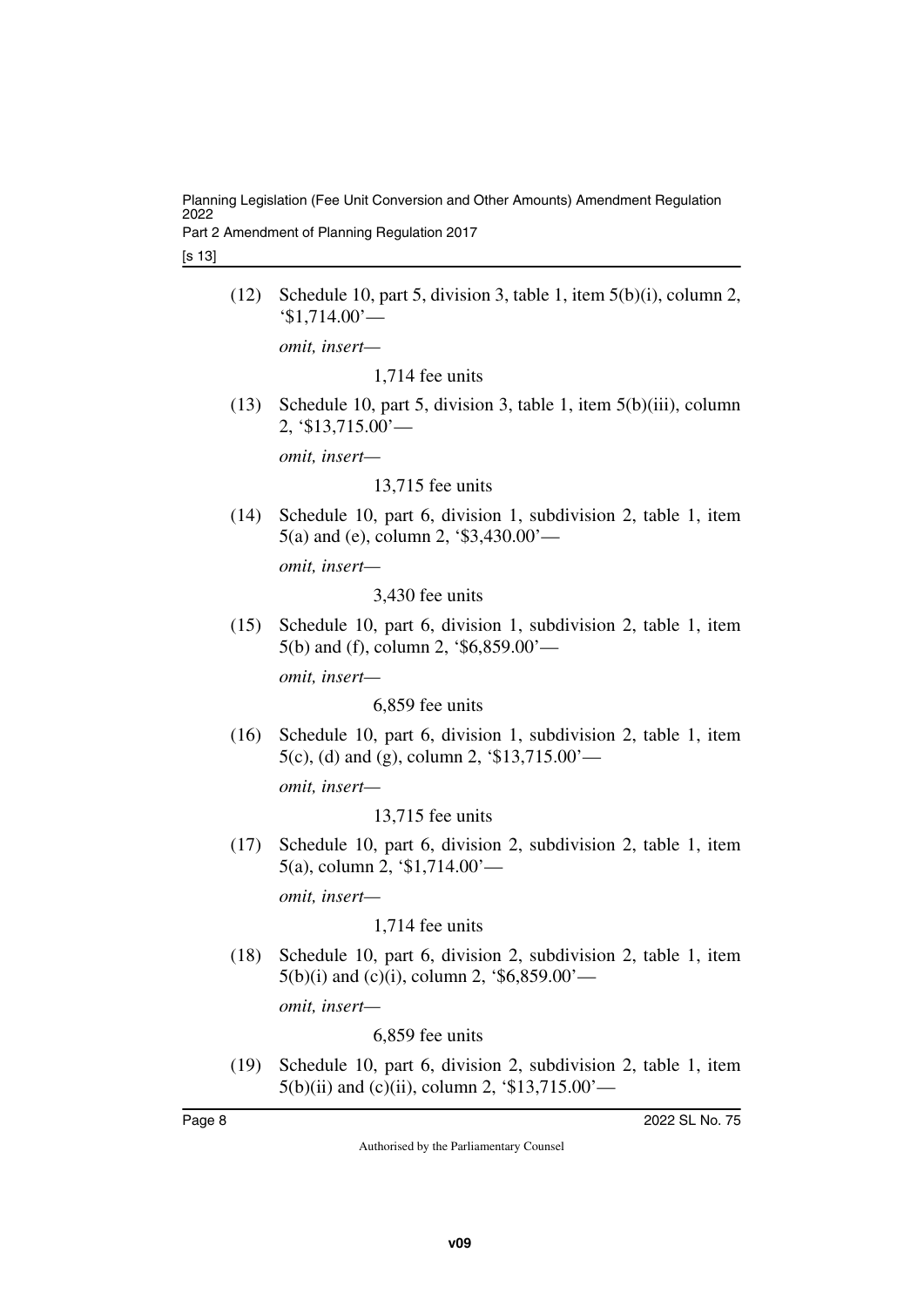(12) Schedule 10, part 5, division 3, table 1, item 5(b)(i), column 2, '$1,714.00'—

*omit, insert—*

1,714 fee units

(13) Schedule 10, part 5, division 3, table 1, item 5(b)(iii), column 2, '$13,715.00'—

*omit, insert—*

13,715 fee units

(14) Schedule 10, part 6, division 1, subdivision 2, table 1, item 5(a) and (e), column 2, '$3,430.00'—

*omit, insert—*

3,430 fee units

(15) Schedule 10, part 6, division 1, subdivision 2, table 1, item 5(b) and (f), column 2, '$6,859.00'—

*omit, insert—*

6,859 fee units

(16) Schedule 10, part 6, division 1, subdivision 2, table 1, item 5(c), (d) and (g), column 2, '$13,715.00'—

*omit, insert—*

13,715 fee units

(17) Schedule 10, part 6, division 2, subdivision 2, table 1, item 5(a), column 2, '$1,714.00'—

*omit, insert—*

1,714 fee units

(18) Schedule 10, part 6, division 2, subdivision 2, table 1, item 5(b)(i) and (c)(i), column 2, '$6,859.00'—

*omit, insert—*

6,859 fee units

(19) Schedule 10, part 6, division 2, subdivision 2, table 1, item 5(b)(ii) and (c)(ii), column 2, '$13,715.00'—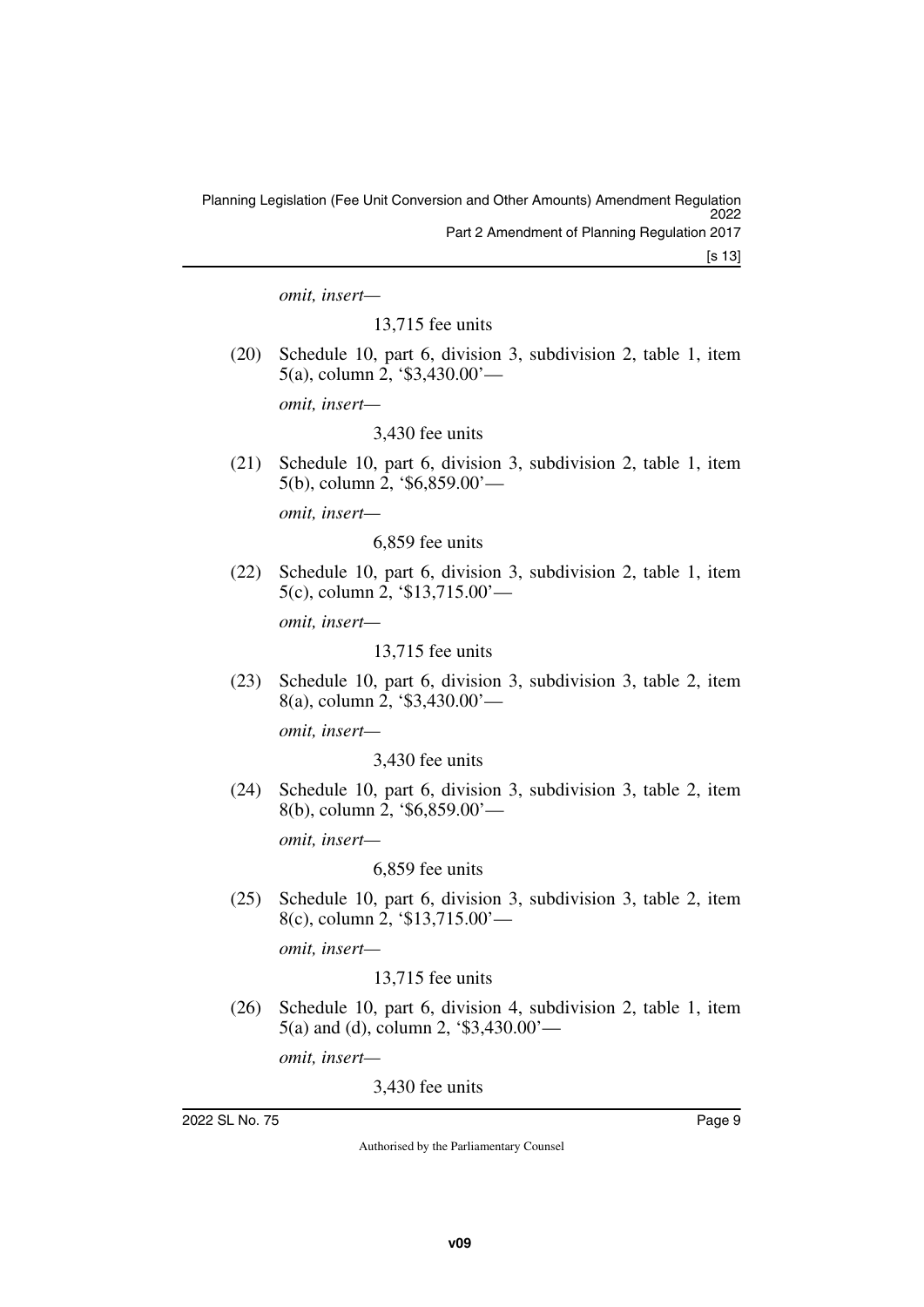*omit, insert—*

13,715 fee units

(20) Schedule 10, part 6, division 3, subdivision 2, table 1, item 5(a), column 2, '$3,430.00'—

*omit, insert—*

3,430 fee units

(21) Schedule 10, part 6, division 3, subdivision 2, table 1, item 5(b), column 2, '$6,859.00'—

*omit, insert—*

6,859 fee units

(22) Schedule 10, part 6, division 3, subdivision 2, table 1, item 5(c), column 2, '$13,715.00'—

*omit, insert—*

13,715 fee units

(23) Schedule 10, part 6, division 3, subdivision 3, table 2, item 8(a), column 2, '$3,430.00'—

*omit, insert—*

3,430 fee units

(24) Schedule 10, part 6, division 3, subdivision 3, table 2, item 8(b), column 2, '$6,859.00'—

*omit, insert—*

6,859 fee units

(25) Schedule 10, part 6, division 3, subdivision 3, table 2, item 8(c), column 2, '$13,715.00'—

*omit, insert—*

13,715 fee units

(26) Schedule 10, part 6, division 4, subdivision 2, table 1, item 5(a) and (d), column 2, '$3,430.00'—

*omit, insert—*

3,430 fee units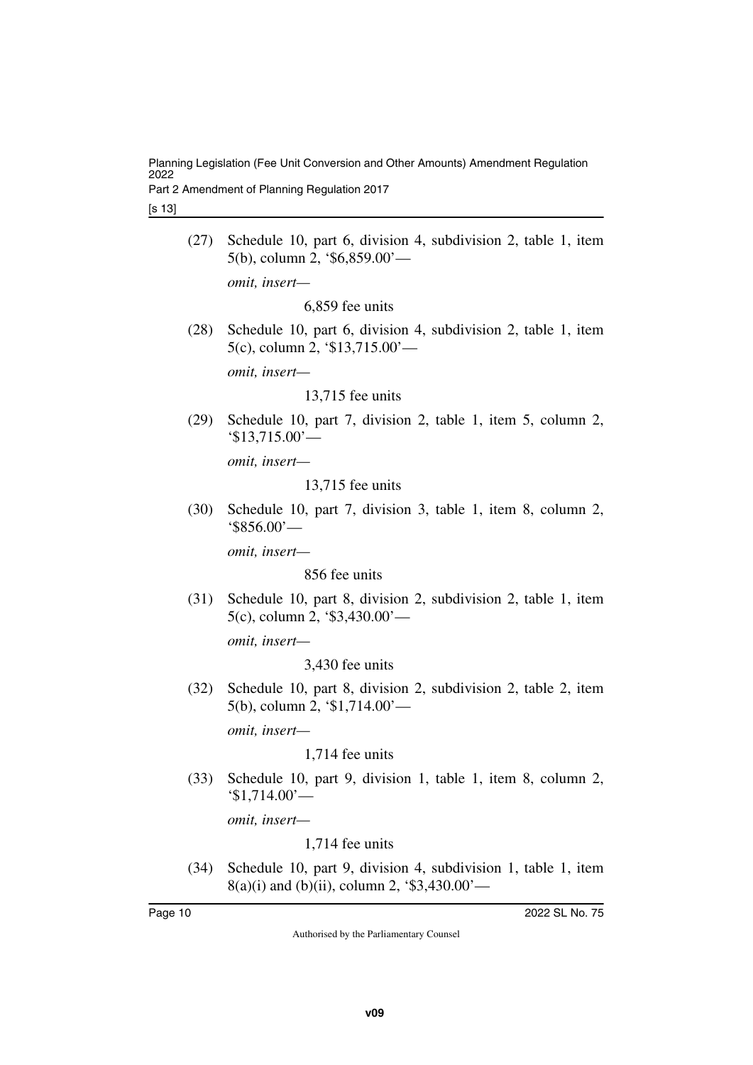(27) Schedule 10, part 6, division 4, subdivision 2, table 1, item 5(b), column 2, '$6,859.00'—

*omit, insert—*

6,859 fee units

(28) Schedule 10, part 6, division 4, subdivision 2, table 1, item 5(c), column 2, '$13,715.00'—

*omit, insert—*

13,715 fee units

(29) Schedule 10, part 7, division 2, table 1, item 5, column 2, '$13,715.00'—

*omit, insert—*

13,715 fee units

(30) Schedule 10, part 7, division 3, table 1, item 8, column 2, '$856.00'—

*omit, insert—*

856 fee units

(31) Schedule 10, part 8, division 2, subdivision 2, table 1, item 5(c), column 2, '$3,430.00'—

*omit, insert—*

3,430 fee units

(32) Schedule 10, part 8, division 2, subdivision 2, table 2, item 5(b), column 2, '$1,714.00'—

*omit, insert—*

1,714 fee units

(33) Schedule 10, part 9, division 1, table 1, item 8, column 2, '$1,714.00'—

*omit, insert—*

1,714 fee units

(34) Schedule 10, part 9, division 4, subdivision 1, table 1, item 8(a)(i) and (b)(ii), column 2, '$3,430.00'—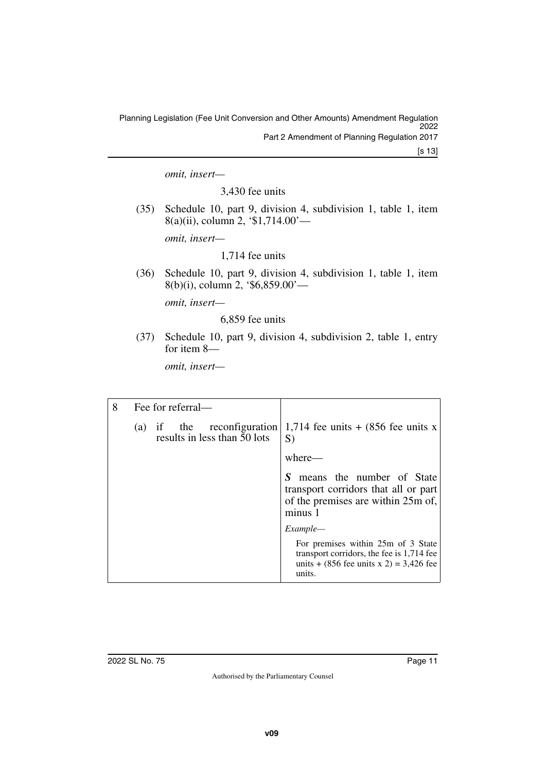*omit, insert—*

3,430 fee units

(35) Schedule 10, part 9, division 4, subdivision 1, table 1, item 8(a)(ii), column 2, '$1,714.00'—

*omit, insert—*

1,714 fee units

(36) Schedule 10, part 9, division 4, subdivision 1, table 1, item 8(b)(i), column 2, '$6,859.00'—

*omit, insert—*

6,859 fee units

(37) Schedule 10, part 9, division 4, subdivision 2, table 1, entry for item 8—

*omit, insert—*

| 8 | Fee for referral— | |
|---|---|---|
| | (a) if the reconfiguration results in less than 50 lots | 1,714 fee units + (856 fee units x S) |
| | | where— |
| | | ***S*** means the number of State transport corridors that all or part of the premises are within 25m of, minus 1 |
| | | *Example—* |
| | | For premises within 25m of 3 State transport corridors, the fee is 1,714 fee units + (856 fee units x 2) = 3,426 fee units. |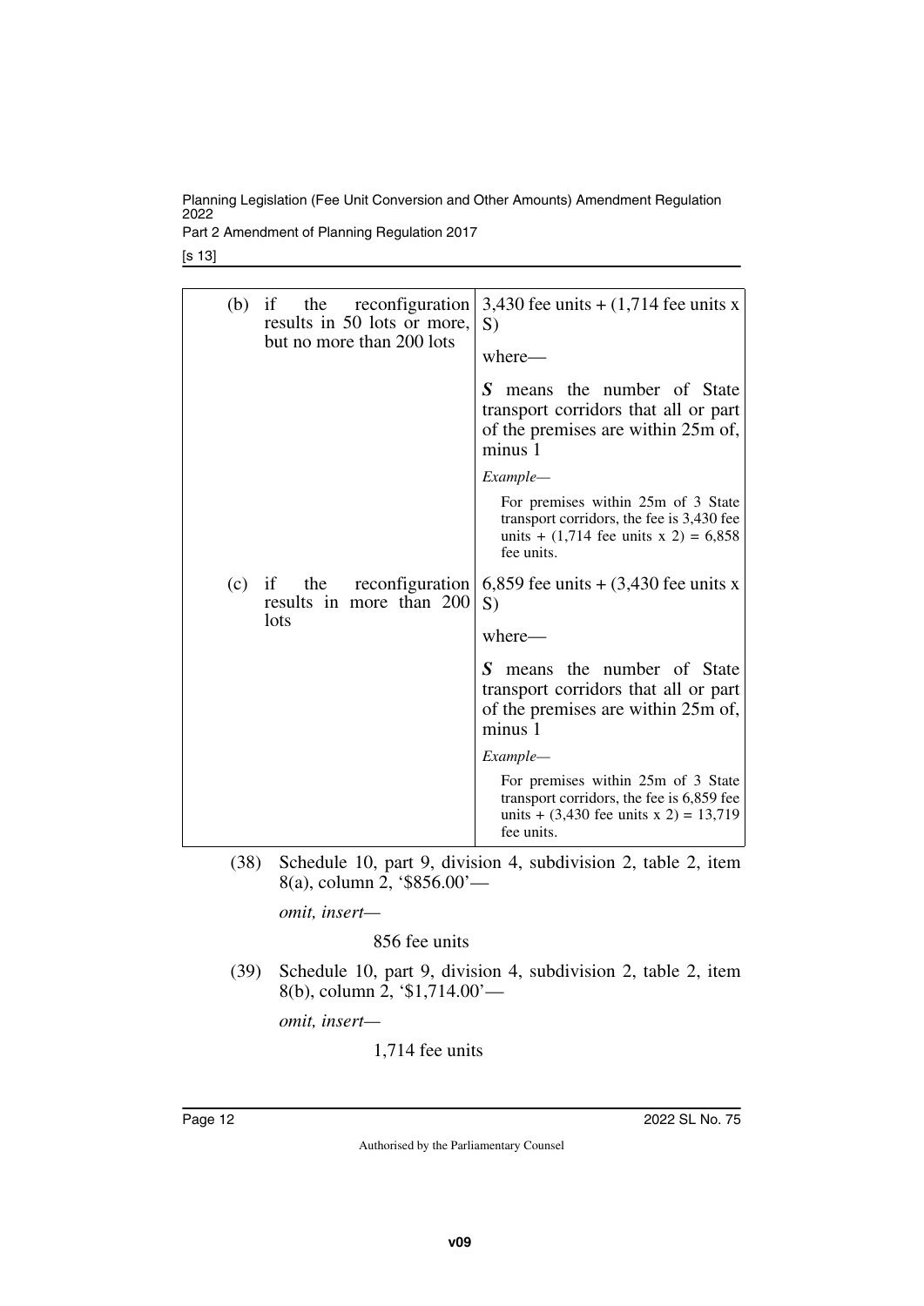| | |
|---|---|
| (b) if the reconfiguration results in 50 lots or more, but no more than 200 lots | 3,430 fee units + (1,714 fee units x S)<br><br>where—<br><br>***S*** means the number of State transport corridors that all or part of the premises are within 25m of, minus 1<br><br>*Example—*<br><br>For premises within 25m of 3 State transport corridors, the fee is 3,430 fee units + (1,714 fee units x 2) = 6,858 fee units. |
| (c) if the reconfiguration results in more than 200 lots | 6,859 fee units + (3,430 fee units x S)<br><br>where—<br><br>***S*** means the number of State transport corridors that all or part of the premises are within 25m of, minus 1<br><br>*Example—*<br><br>For premises within 25m of 3 State transport corridors, the fee is 6,859 fee units + (3,430 fee units x 2) = 13,719 fee units. |

(38) Schedule 10, part 9, division 4, subdivision 2, table 2, item 8(a), column 2, '$856.00'—

*omit, insert—*

856 fee units

(39) Schedule 10, part 9, division 4, subdivision 2, table 2, item 8(b), column 2, '$1,714.00'—

*omit, insert—*

1,714 fee units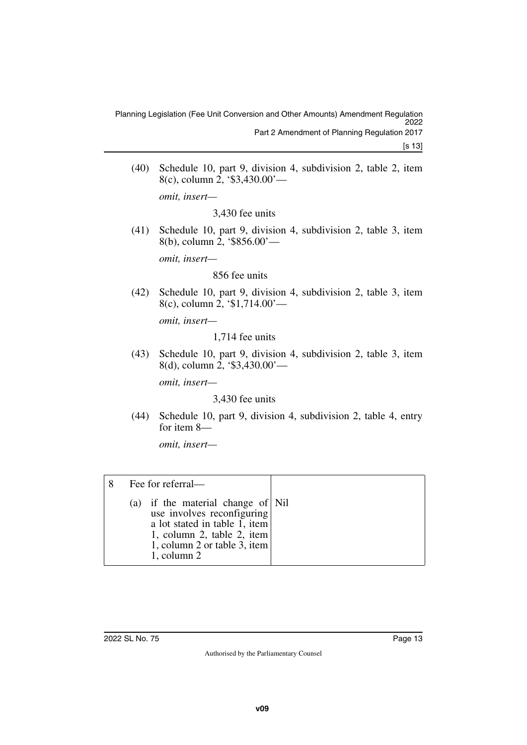(40) Schedule 10, part 9, division 4, subdivision 2, table 2, item 8(c), column 2, '$3,430.00'—

*omit, insert—*

3,430 fee units

(41) Schedule 10, part 9, division 4, subdivision 2, table 3, item 8(b), column 2, '$856.00'—

*omit, insert—*

856 fee units

(42) Schedule 10, part 9, division 4, subdivision 2, table 3, item 8(c), column 2, '$1,714.00'—

*omit, insert—*

1,714 fee units

(43) Schedule 10, part 9, division 4, subdivision 2, table 3, item 8(d), column 2, '$3,430.00'—

*omit, insert—*

3,430 fee units

(44) Schedule 10, part 9, division 4, subdivision 2, table 4, entry for item 8—

*omit, insert—*

| 8 | Fee for referral— | |
|---|---|---|
| | (a) if the material change of use involves reconfiguring a lot stated in table 1, item 1, column 2, table 2, item 1, column 2 or table 3, item 1, column 2 | Nil |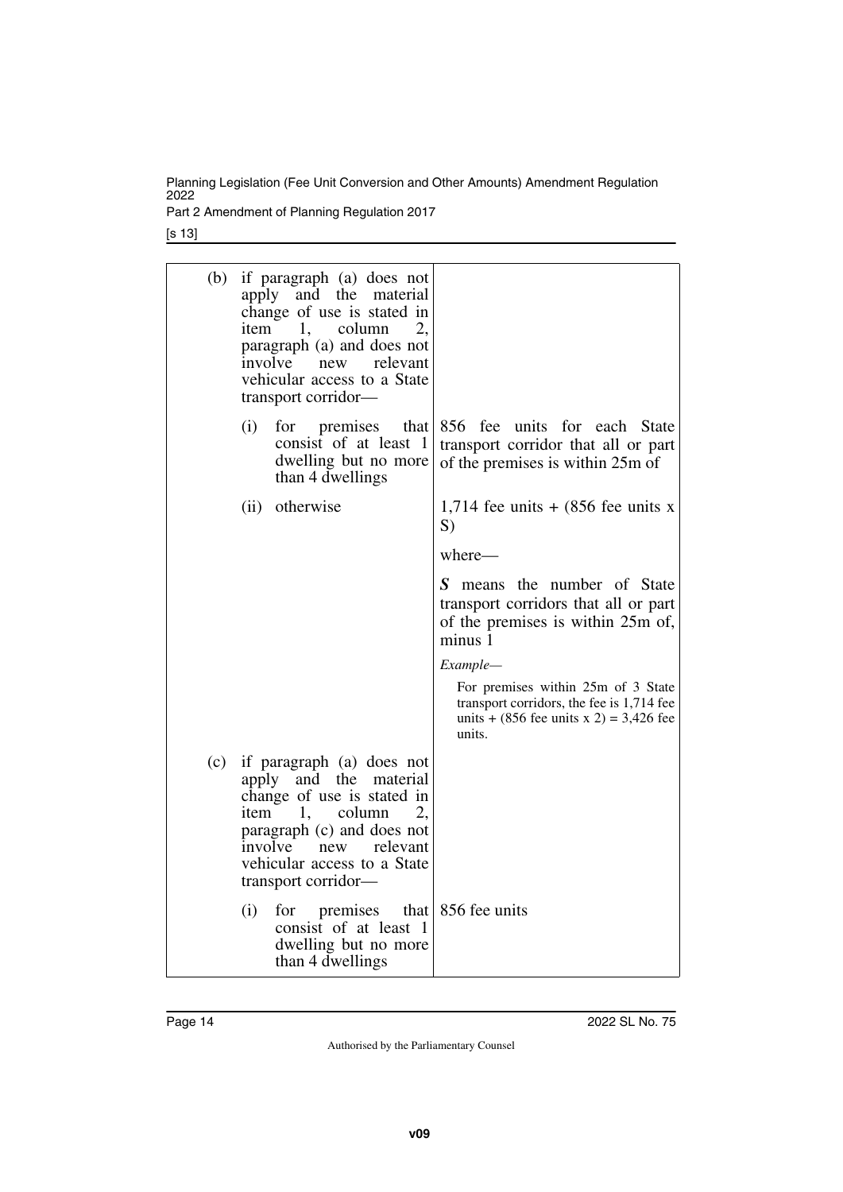| | |
|---|---|
| (b) if paragraph (a) does not apply and the material change of use is stated in item 1, column 2, paragraph (a) and does not involve new relevant vehicular access to a State transport corridor— | |
| (i) for premises that consist of at least 1 dwelling but no more than 4 dwellings | 856 fee units for each State transport corridor that all or part of the premises is within 25m of |
| (ii) otherwise | 1,714 fee units + (856 fee units x S)<br><br>where—<br><br>***S*** means the number of State transport corridors that all or part of the premises is within 25m of, minus 1<br><br>*Example—*<br><br>For premises within 25m of 3 State transport corridors, the fee is 1,714 fee units + (856 fee units x 2) = 3,426 fee units. |
| (c) if paragraph (a) does not apply and the material change of use is stated in item 1, column 2, paragraph (c) and does not involve new relevant vehicular access to a State transport corridor— | |
| (i) for premises that consist of at least 1 dwelling but no more than 4 dwellings | 856 fee units |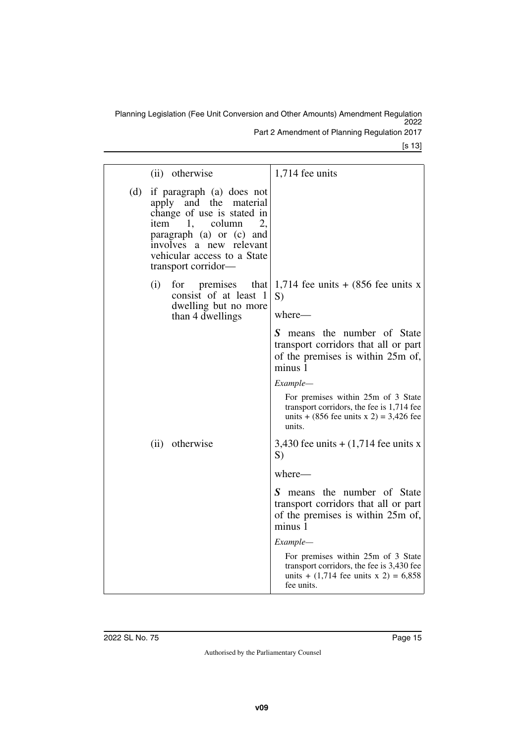| | |
|---|---|
| (ii) otherwise | 1,714 fee units |
| (d) if paragraph (a) does not apply and the material change of use is stated in item 1, column 2, paragraph (a) or (c) and involves a new relevant vehicular access to a State transport corridor— | |
| (i) for premises that consist of at least 1 dwelling but no more than 4 dwellings | 1,714 fee units + (856 fee units x S)<br><br>where—<br><br>***S*** means the number of State transport corridors that all or part of the premises is within 25m of, minus 1<br><br>*Example—*<br><br>For premises within 25m of 3 State transport corridors, the fee is 1,714 fee units + (856 fee units x 2) = 3,426 fee units. |
| (ii) otherwise | 3,430 fee units + (1,714 fee units x S)<br><br>where—<br><br>***S*** means the number of State transport corridors that all or part of the premises is within 25m of, minus 1<br><br>*Example—*<br><br>For premises within 25m of 3 State transport corridors, the fee is 3,430 fee units + (1,714 fee units x 2) = 6,858 fee units. |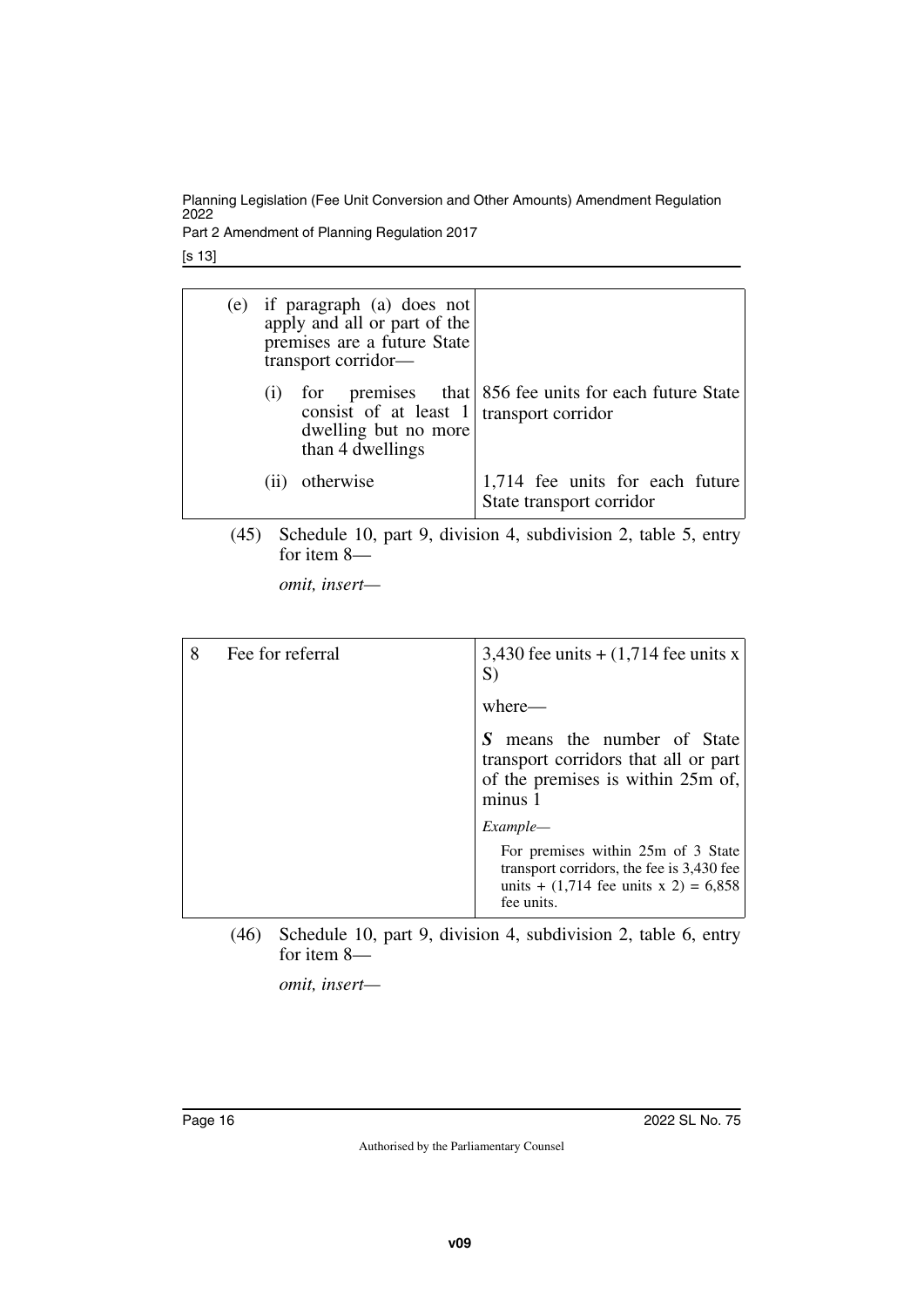| | |
|---|---|
| (e) if paragraph (a) does not apply and all or part of the premises are a future State transport corridor— | |
| (i) for premises that consist of at least 1 dwelling but no more than 4 dwellings | 856 fee units for each future State transport corridor |
| (ii) otherwise | 1,714 fee units for each future State transport corridor |

(45) Schedule 10, part 9, division 4, subdivision 2, table 5, entry for item 8—

*omit, insert—*

| | | |
|---|---|---|
| 8 | Fee for referral | 3,430 fee units + (1,714 fee units x S)<br><br>where—<br><br>***S*** means the number of State transport corridors that all or part of the premises is within 25m of, minus 1<br><br>*Example—*<br><br>For premises within 25m of 3 State transport corridors, the fee is 3,430 fee units + (1,714 fee units x 2) = 6,858 fee units. |

(46) Schedule 10, part 9, division 4, subdivision 2, table 6, entry for item 8—

*omit, insert—*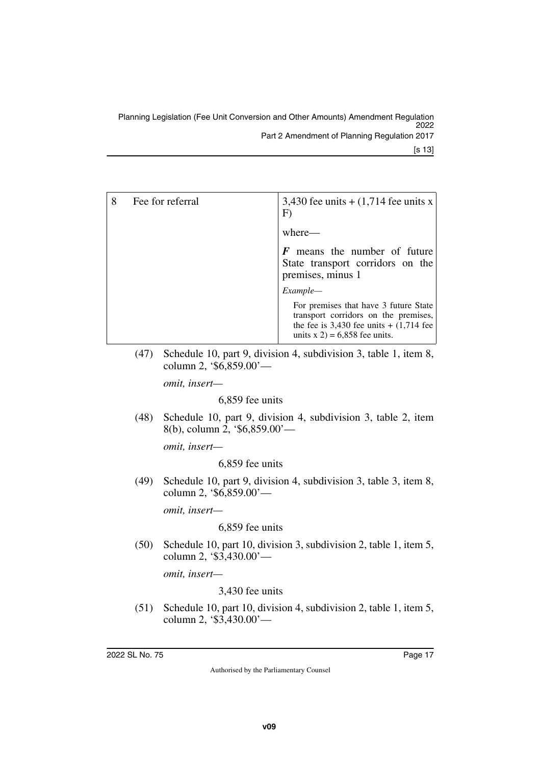| 8 | Fee for referral | 3,430 fee units + (1,714 fee units x F)<br><br>where—<br><br>***F*** means the number of future State transport corridors on the premises, minus 1<br><br>*Example—*<br><br>For premises that have 3 future State transport corridors on the premises, the fee is 3,430 fee units + (1,714 fee units x 2) = 6,858 fee units. |
|---|---|---|

(47) Schedule 10, part 9, division 4, subdivision 3, table 1, item 8, column 2, '$6,859.00'—

*omit, insert—*

6,859 fee units

(48) Schedule 10, part 9, division 4, subdivision 3, table 2, item 8(b), column 2, '$6,859.00'—

*omit, insert—*

6,859 fee units

(49) Schedule 10, part 9, division 4, subdivision 3, table 3, item 8, column 2, '$6,859.00'—

*omit, insert—*

6,859 fee units

(50) Schedule 10, part 10, division 3, subdivision 2, table 1, item 5, column 2, '$3,430.00'—

*omit, insert—*

3,430 fee units

(51) Schedule 10, part 10, division 4, subdivision 2, table 1, item 5, column 2, '$3,430.00'—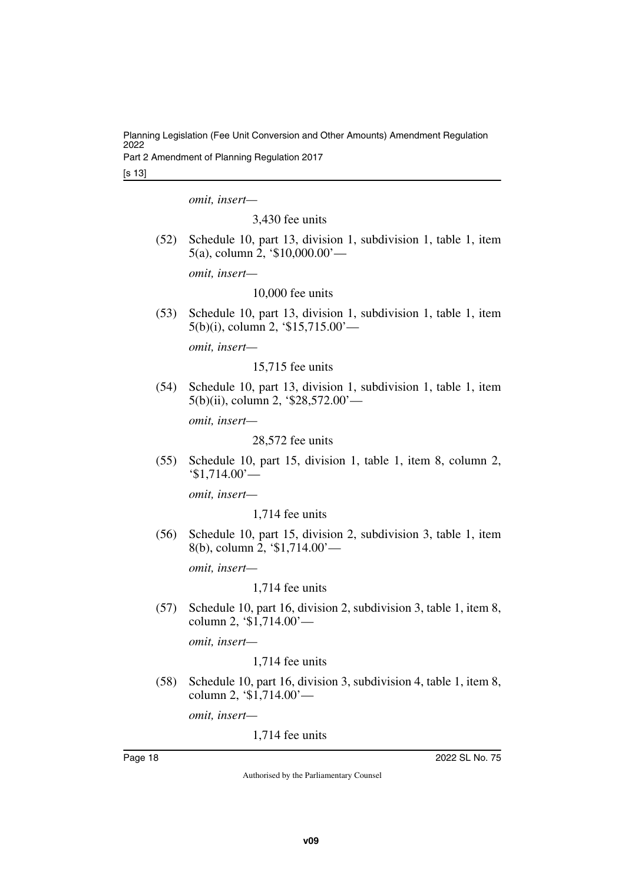*omit, insert—*

3,430 fee units

(52) Schedule 10, part 13, division 1, subdivision 1, table 1, item 5(a), column 2, '$10,000.00'—

*omit, insert—*

10,000 fee units

(53) Schedule 10, part 13, division 1, subdivision 1, table 1, item 5(b)(i), column 2, '$15,715.00'—

*omit, insert—*

15,715 fee units

(54) Schedule 10, part 13, division 1, subdivision 1, table 1, item 5(b)(ii), column 2, '$28,572.00'—

*omit, insert—*

28,572 fee units

(55) Schedule 10, part 15, division 1, table 1, item 8, column 2, '$1,714.00'—

*omit, insert—*

1,714 fee units

(56) Schedule 10, part 15, division 2, subdivision 3, table 1, item 8(b), column 2, '$1,714.00'—

*omit, insert—*

1,714 fee units

(57) Schedule 10, part 16, division 2, subdivision 3, table 1, item 8, column 2, '$1,714.00'—

*omit, insert—*

1,714 fee units

(58) Schedule 10, part 16, division 3, subdivision 4, table 1, item 8, column 2, '$1,714.00'—

*omit, insert—*

1,714 fee units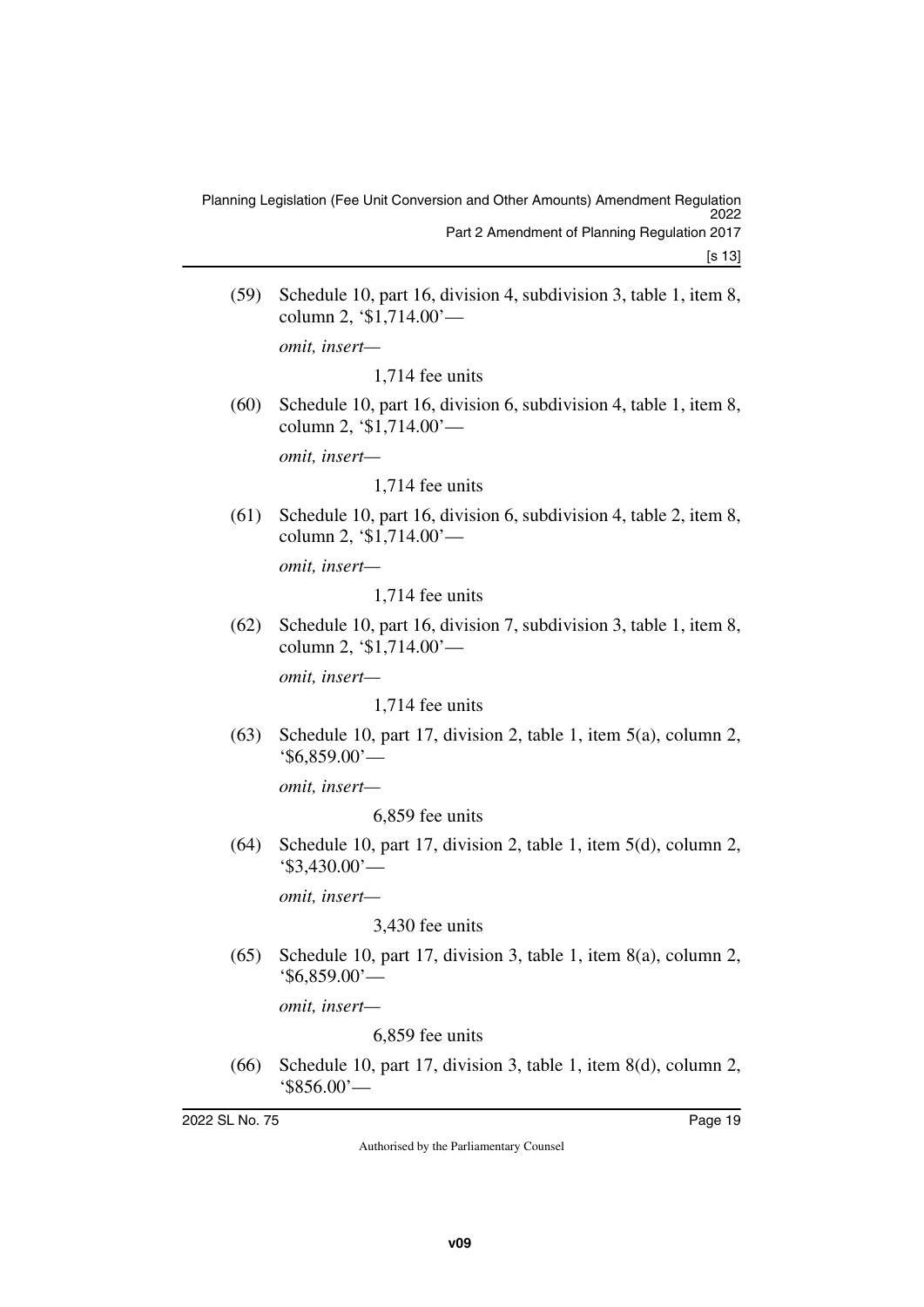(59) Schedule 10, part 16, division 4, subdivision 3, table 1, item 8, column 2, '$1,714.00'—

*omit, insert—*

1,714 fee units

(60) Schedule 10, part 16, division 6, subdivision 4, table 1, item 8, column 2, '$1,714.00'—

*omit, insert—*

1,714 fee units

(61) Schedule 10, part 16, division 6, subdivision 4, table 2, item 8, column 2, '$1,714.00'—

*omit, insert—*

1,714 fee units

(62) Schedule 10, part 16, division 7, subdivision 3, table 1, item 8, column 2, '$1,714.00'—

*omit, insert—*

1,714 fee units

(63) Schedule 10, part 17, division 2, table 1, item 5(a), column 2, '$6,859.00'—

*omit, insert—*

6,859 fee units

(64) Schedule 10, part 17, division 2, table 1, item 5(d), column 2, '$3,430.00'—

*omit, insert—*

3,430 fee units

(65) Schedule 10, part 17, division 3, table 1, item 8(a), column 2, '$6,859.00'—

*omit, insert—*

6,859 fee units

(66) Schedule 10, part 17, division 3, table 1, item 8(d), column 2, '$856.00'—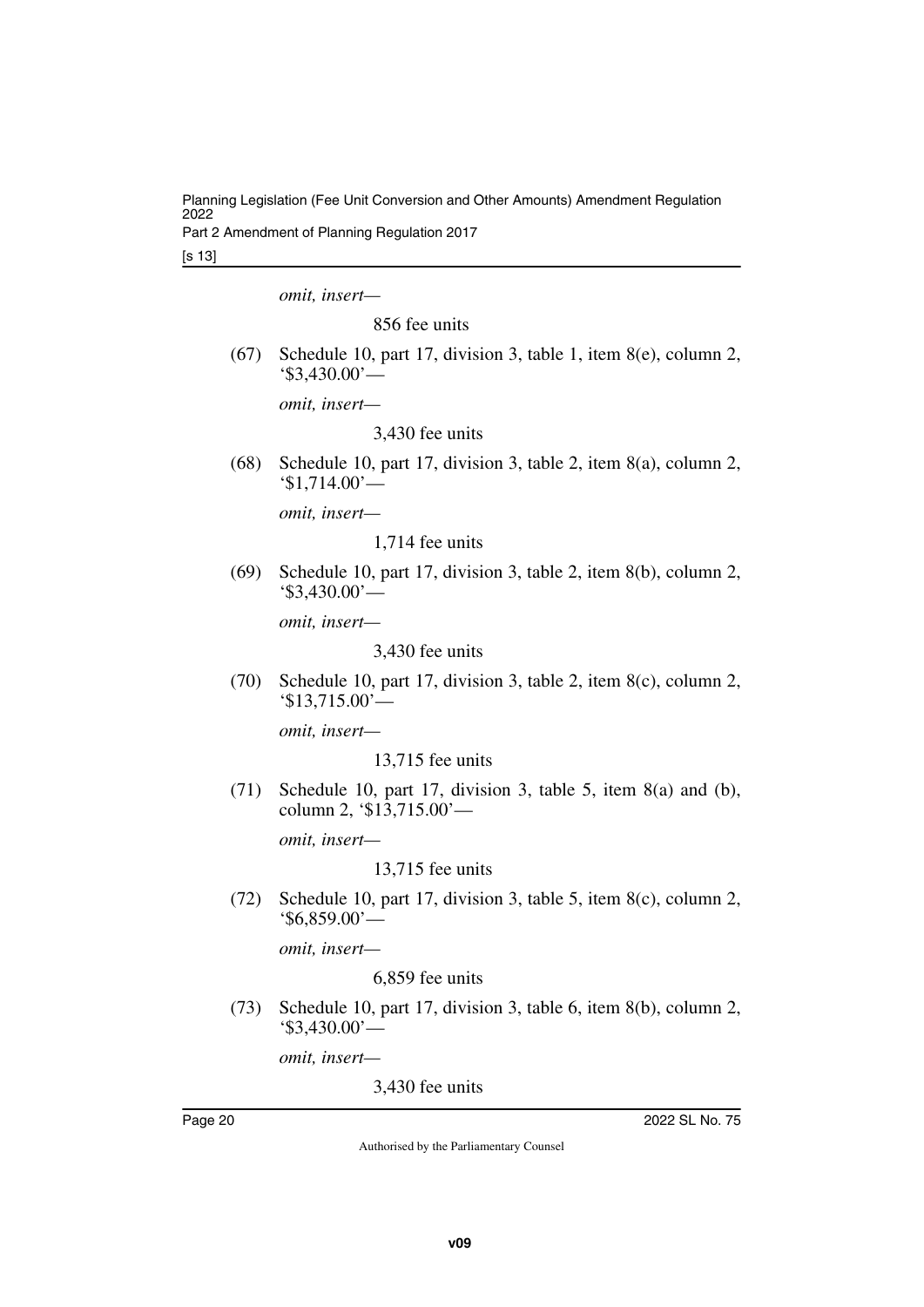*omit, insert—*

856 fee units

(67) Schedule 10, part 17, division 3, table 1, item 8(e), column 2, '$3,430.00'—

*omit, insert—*

3,430 fee units

(68) Schedule 10, part 17, division 3, table 2, item 8(a), column 2, '$1,714.00'—

*omit, insert—*

1,714 fee units

(69) Schedule 10, part 17, division 3, table 2, item 8(b), column 2, '$3,430.00'—

*omit, insert—*

3,430 fee units

(70) Schedule 10, part 17, division 3, table 2, item 8(c), column 2, '$13,715.00'—

*omit, insert—*

13,715 fee units

(71) Schedule 10, part 17, division 3, table 5, item 8(a) and (b), column 2, '$13,715.00'—

*omit, insert—*

13,715 fee units

(72) Schedule 10, part 17, division 3, table 5, item 8(c), column 2, '$6,859.00'—

*omit, insert—*

6,859 fee units

(73) Schedule 10, part 17, division 3, table 6, item 8(b), column 2, '$3,430.00'—

*omit, insert—*

3,430 fee units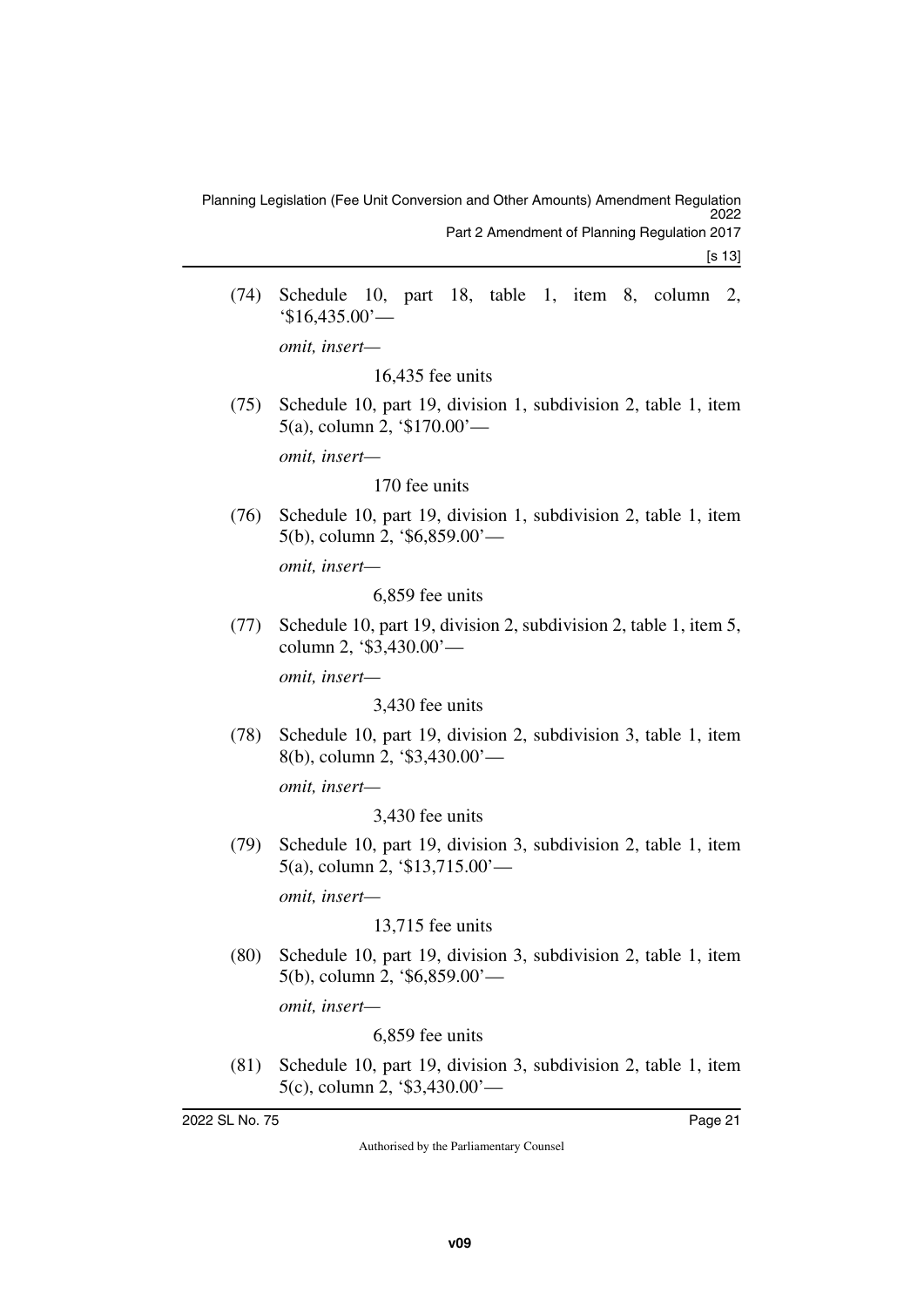(74) Schedule 10, part 18, table 1, item 8, column 2, '$16,435.00'—

*omit, insert—*

16,435 fee units

(75) Schedule 10, part 19, division 1, subdivision 2, table 1, item 5(a), column 2, '$170.00'—

*omit, insert—*

170 fee units

(76) Schedule 10, part 19, division 1, subdivision 2, table 1, item 5(b), column 2, '$6,859.00'—

*omit, insert—*

6,859 fee units

(77) Schedule 10, part 19, division 2, subdivision 2, table 1, item 5, column 2, '$3,430.00'—

*omit, insert—*

3,430 fee units

(78) Schedule 10, part 19, division 2, subdivision 3, table 1, item 8(b), column 2, '$3,430.00'—

*omit, insert—*

3,430 fee units

(79) Schedule 10, part 19, division 3, subdivision 2, table 1, item 5(a), column 2, '$13,715.00'—

*omit, insert—*

13,715 fee units

(80) Schedule 10, part 19, division 3, subdivision 2, table 1, item 5(b), column 2, '$6,859.00'—

*omit, insert—*

6,859 fee units

(81) Schedule 10, part 19, division 3, subdivision 2, table 1, item 5(c), column 2, '$3,430.00'—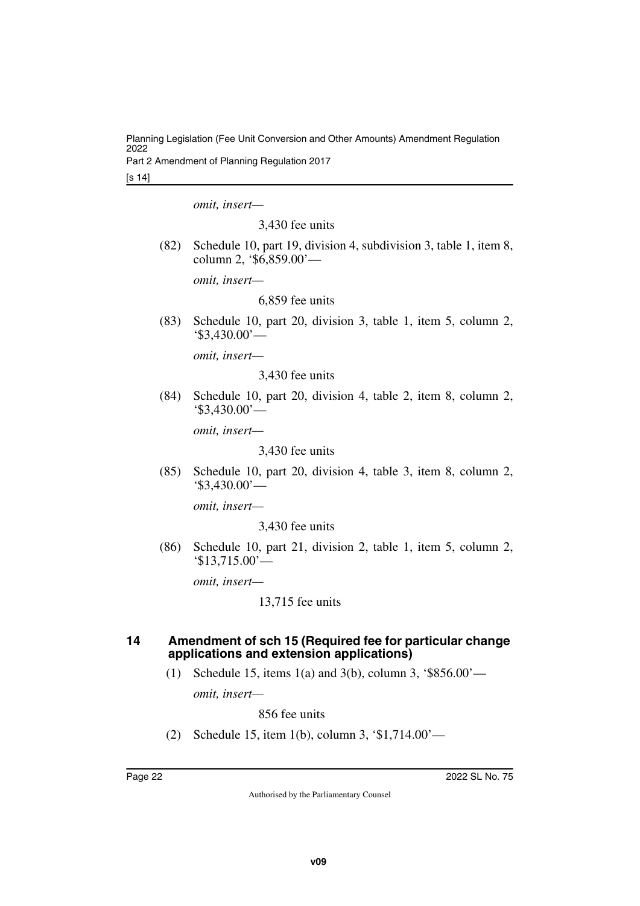*omit, insert—*

3,430 fee units

(82) Schedule 10, part 19, division 4, subdivision 3, table 1, item 8, column 2, '$6,859.00'—

*omit, insert—*

6,859 fee units

(83) Schedule 10, part 20, division 3, table 1, item 5, column 2, '$3,430.00'—

*omit, insert—*

3,430 fee units

(84) Schedule 10, part 20, division 4, table 2, item 8, column 2, '$3,430.00'—

*omit, insert—*

3,430 fee units

(85) Schedule 10, part 20, division 4, table 3, item 8, column 2, '$3,430.00'—

*omit, insert—*

3,430 fee units

(86) Schedule 10, part 21, division 2, table 1, item 5, column 2, '$13,715.00'—

*omit, insert—*

13,715 fee units

## 14 Amendment of sch 15 (Required fee for particular change applications and extension applications)

(1) Schedule 15, items 1(a) and 3(b), column 3, '$856.00'—

*omit, insert—*

856 fee units

(2) Schedule 15, item 1(b), column 3, '$1,714.00'—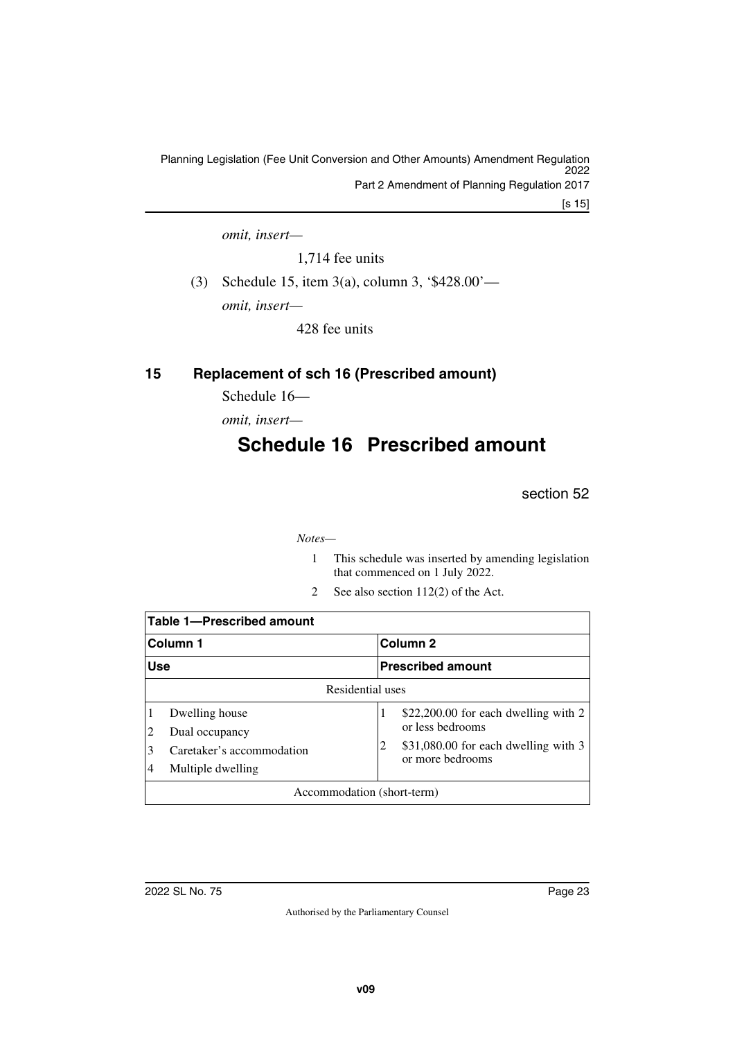*omit, insert—*

1,714 fee units

(3) Schedule 15, item 3(a), column 3, '$428.00'—

*omit, insert—*

428 fee units

## 15 Replacement of sch 16 (Prescribed amount)

Schedule 16—

*omit, insert—*

# Schedule 16 Prescribed amount

section 52

*Notes—*

1 This schedule was inserted by amending legislation that commenced on 1 July 2022.

2 See also section 112(2) of the Act.

| Table 1—Prescribed amount | |
|---|---|
| **Column 1** | **Column 2** |
| **Use** | **Prescribed amount** |
| Residential uses | |
| 1 Dwelling house<br>2 Dual occupancy<br>3 Caretaker's accommodation<br>4 Multiple dwelling | 1 $22,200.00 for each dwelling with 2 or less bedrooms<br>2 $31,080.00 for each dwelling with 3 or more bedrooms |
| Accommodation (short-term) | |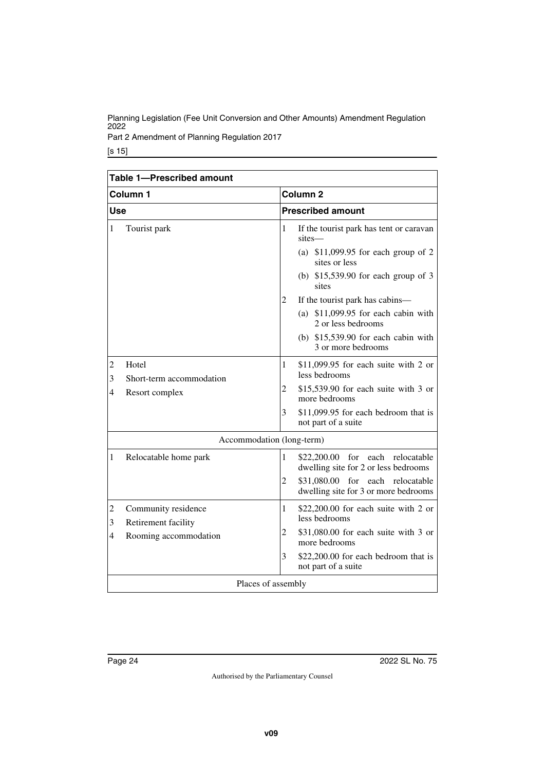| Table 1—Prescribed amount | |
|---|---|
| **Column 1** | **Column 2** |
| **Use** | **Prescribed amount** |
| 1 Tourist park | 1 If the tourist park has tent or caravan sites—<br>(a) \$11,099.95 for each group of 2 sites or less<br>(b) \$15,539.90 for each group of 3 sites<br>2 If the tourist park has cabins—<br>(a) \$11,099.95 for each cabin with 2 or less bedrooms<br>(b) \$15,539.90 for each cabin with 3 or more bedrooms |
| 2 Hotel<br>3 Short-term accommodation<br>4 Resort complex | 1 \$11,099.95 for each suite with 2 or less bedrooms<br>2 \$15,539.90 for each suite with 3 or more bedrooms<br>3 \$11,099.95 for each bedroom that is not part of a suite |
| Accommodation (long-term) | |
| 1 Relocatable home park | 1 \$22,200.00 for each relocatable dwelling site for 2 or less bedrooms<br>2 \$31,080.00 for each relocatable dwelling site for 3 or more bedrooms |
| 2 Community residence<br>3 Retirement facility<br>4 Rooming accommodation | 1 \$22,200.00 for each suite with 2 or less bedrooms<br>2 \$31,080.00 for each suite with 3 or more bedrooms<br>3 \$22,200.00 for each bedroom that is not part of a suite |
| Places of assembly | |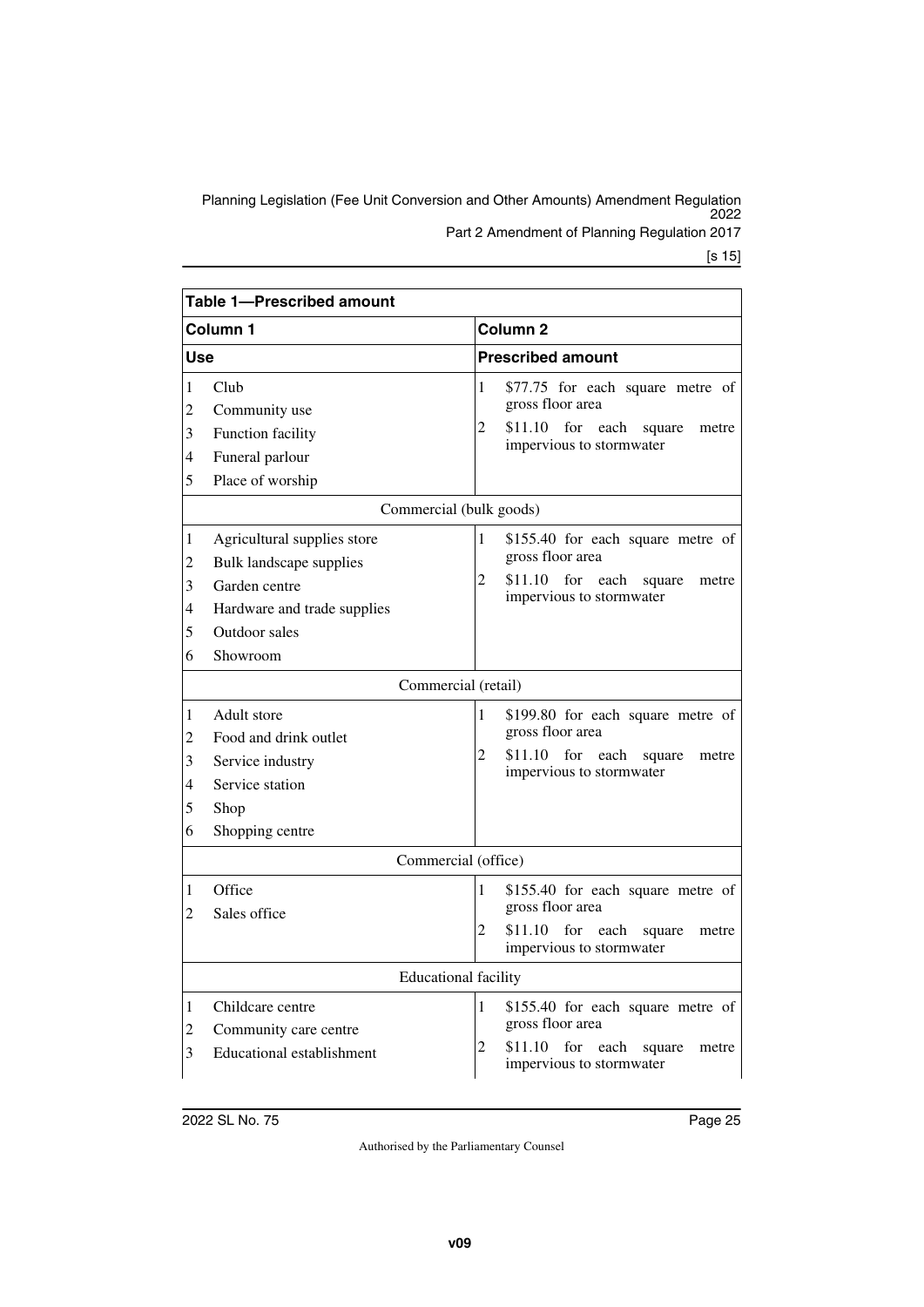**Table 1—Prescribed amount**

| Column 1 | Column 2 |
|---|---|
| **Use** | **Prescribed amount** |
| 1 Club<br>2 Community use<br>3 Function facility<br>4 Funeral parlour<br>5 Place of worship | 1 $77.75 for each square metre of gross floor area<br>2 $11.10 for each square metre impervious to stormwater |
| Commercial (bulk goods) | |
| 1 Agricultural supplies store<br>2 Bulk landscape supplies<br>3 Garden centre<br>4 Hardware and trade supplies<br>5 Outdoor sales<br>6 Showroom | 1 $155.40 for each square metre of gross floor area<br>2 $11.10 for each square metre impervious to stormwater |
| Commercial (retail) | |
| 1 Adult store<br>2 Food and drink outlet<br>3 Service industry<br>4 Service station<br>5 Shop<br>6 Shopping centre | 1 $199.80 for each square metre of gross floor area<br>2 $11.10 for each square metre impervious to stormwater |
| Commercial (office) | |
| 1 Office<br>2 Sales office | 1 $155.40 for each square metre of gross floor area<br>2 $11.10 for each square metre impervious to stormwater |
| Educational facility | |
| 1 Childcare centre<br>2 Community care centre<br>3 Educational establishment | 1 $155.40 for each square metre of gross floor area<br>2 $11.10 for each square metre impervious to stormwater |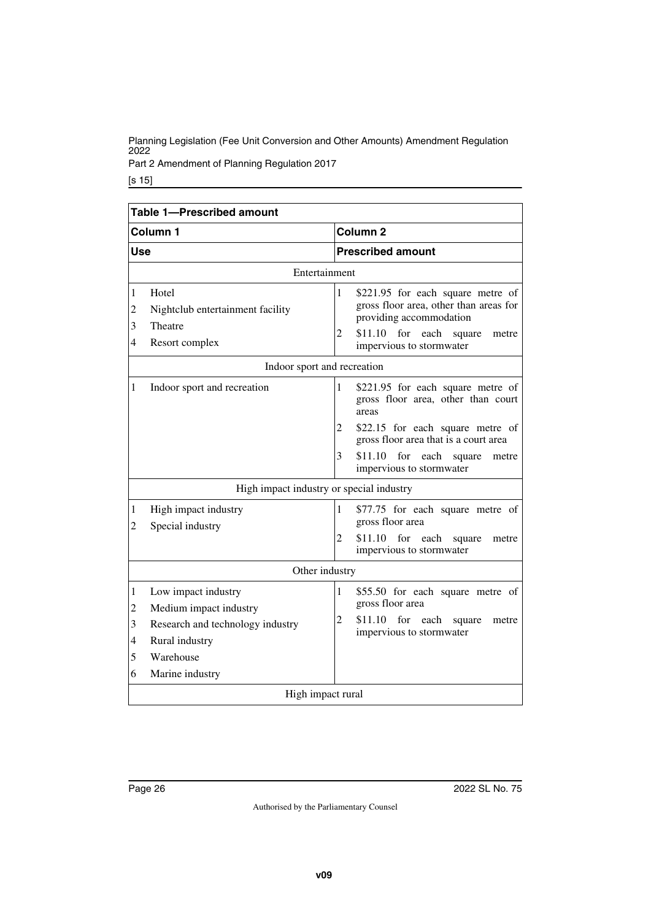**Table 1—Prescribed amount**

| Column 1 | Column 2 |
|---|---|
| **Use** | **Prescribed amount** |
| Entertainment | |
| 1 Hotel<br>2 Nightclub entertainment facility<br>3 Theatre<br>4 Resort complex | 1 $221.95 for each square metre of gross floor area, other than areas for providing accommodation<br>2 $11.10 for each square metre impervious to stormwater |
| Indoor sport and recreation | |
| 1 Indoor sport and recreation | 1 $221.95 for each square metre of gross floor area, other than court areas<br>2 $22.15 for each square metre of gross floor area that is a court area<br>3 $11.10 for each square metre impervious to stormwater |
| High impact industry or special industry | |
| 1 High impact industry<br>2 Special industry | 1 $77.75 for each square metre of gross floor area<br>2 $11.10 for each square metre impervious to stormwater |
| Other industry | |
| 1 Low impact industry<br>2 Medium impact industry<br>3 Research and technology industry<br>4 Rural industry<br>5 Warehouse<br>6 Marine industry | 1 $55.50 for each square metre of gross floor area<br>2 $11.10 for each square metre impervious to stormwater |
| High impact rural | |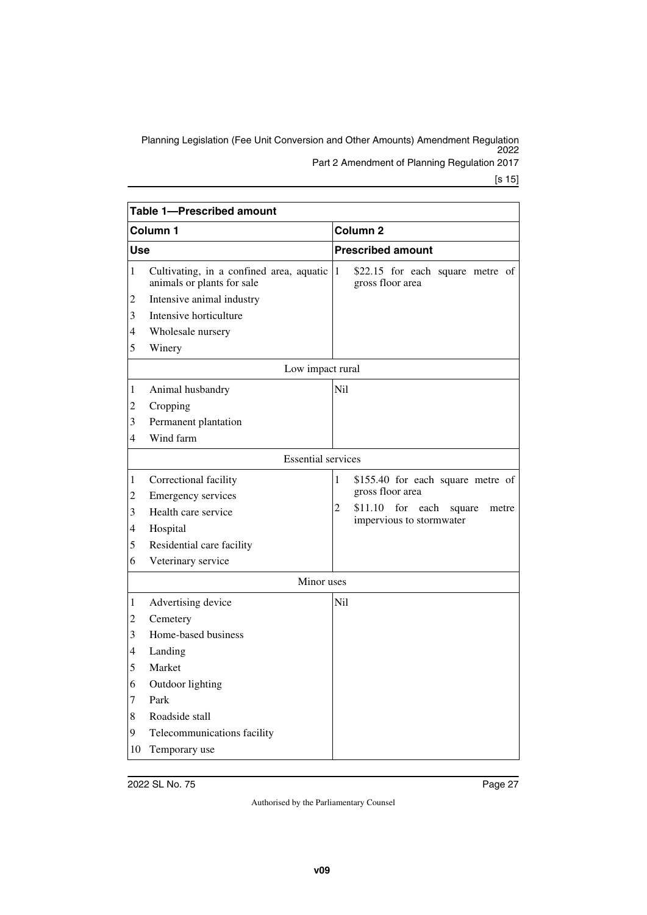**Table 1—Prescribed amount**

| Column 1 | Column 2 |
|---|---|
| **Use** | **Prescribed amount** |
| 1 Cultivating, in a confined area, aquatic animals or plants for sale<br>2 Intensive animal industry<br>3 Intensive horticulture<br>4 Wholesale nursery<br>5 Winery | 1 $22.15 for each square metre of gross floor area |
| Low impact rural | |
| 1 Animal husbandry<br>2 Cropping<br>3 Permanent plantation<br>4 Wind farm | Nil |
| Essential services | |
| 1 Correctional facility<br>2 Emergency services<br>3 Health care service<br>4 Hospital<br>5 Residential care facility<br>6 Veterinary service | 1 $155.40 for each square metre of gross floor area<br>2 $11.10 for each square metre impervious to stormwater |
| Minor uses | |
| 1 Advertising device<br>2 Cemetery<br>3 Home-based business<br>4 Landing<br>5 Market<br>6 Outdoor lighting<br>7 Park<br>8 Roadside stall<br>9 Telecommunications facility<br>10 Temporary use | Nil |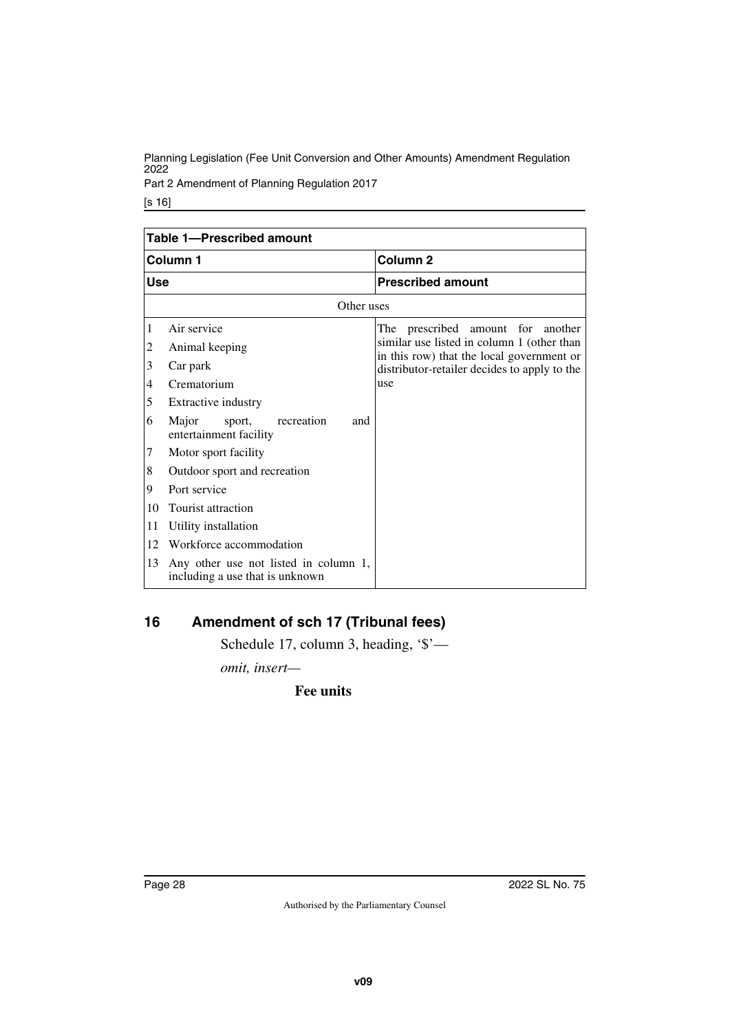| Table 1—Prescribed amount | |
|---|---|
| **Column 1** | **Column 2** |
| **Use** | **Prescribed amount** |
| Other uses | |
| 1 Air service<br>2 Animal keeping<br>3 Car park<br>4 Crematorium<br>5 Extractive industry<br>6 Major sport, recreation and entertainment facility<br>7 Motor sport facility<br>8 Outdoor sport and recreation<br>9 Port service<br>10 Tourist attraction<br>11 Utility installation<br>12 Workforce accommodation<br>13 Any other use not listed in column 1, including a use that is unknown | The prescribed amount for another similar use listed in column 1 (other than in this row) that the local government or distributor-retailer decides to apply to the use |

## 16 Amendment of sch 17 (Tribunal fees)

Schedule 17, column 3, heading, '$'—

*omit, insert—*

**Fee units**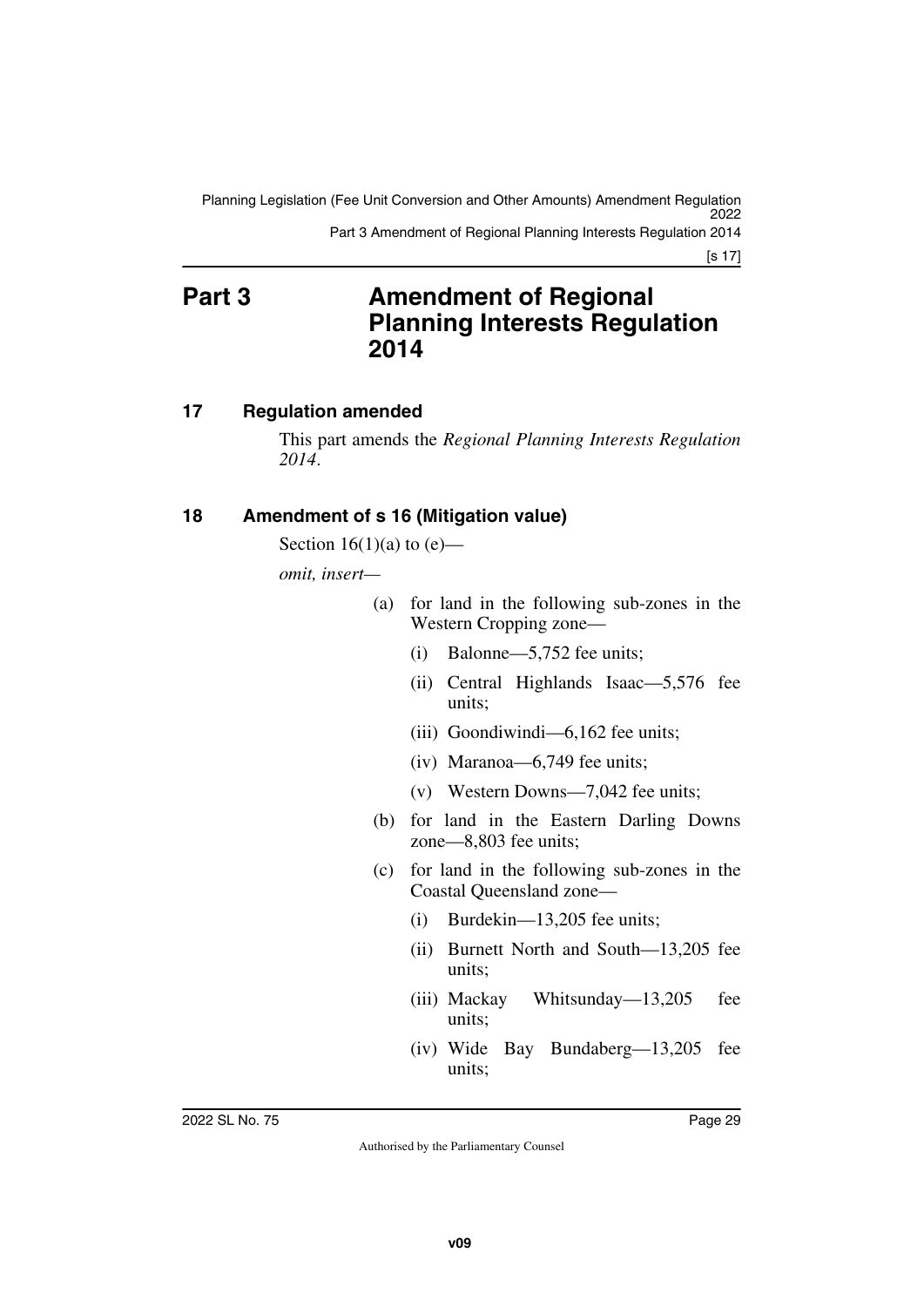# Part 3 Amendment of Regional Planning Interests Regulation 2014

## 17 Regulation amended

This part amends the *Regional Planning Interests Regulation 2014*.

## 18 Amendment of s 16 (Mitigation value)

Section 16(1)(a) to (e)—

*omit, insert—*

(a) for land in the following sub-zones in the Western Cropping zone—

(i) Balonne—5,752 fee units;

(ii) Central Highlands Isaac—5,576 fee units;

(iii) Goondiwindi—6,162 fee units;

(iv) Maranoa—6,749 fee units;

(v) Western Downs—7,042 fee units;

(b) for land in the Eastern Darling Downs zone—8,803 fee units;

(c) for land in the following sub-zones in the Coastal Queensland zone—

(i) Burdekin—13,205 fee units;

(ii) Burnett North and South—13,205 fee units;

(iii) Mackay Whitsunday—13,205 fee units;

(iv) Wide Bay Bundaberg—13,205 fee units;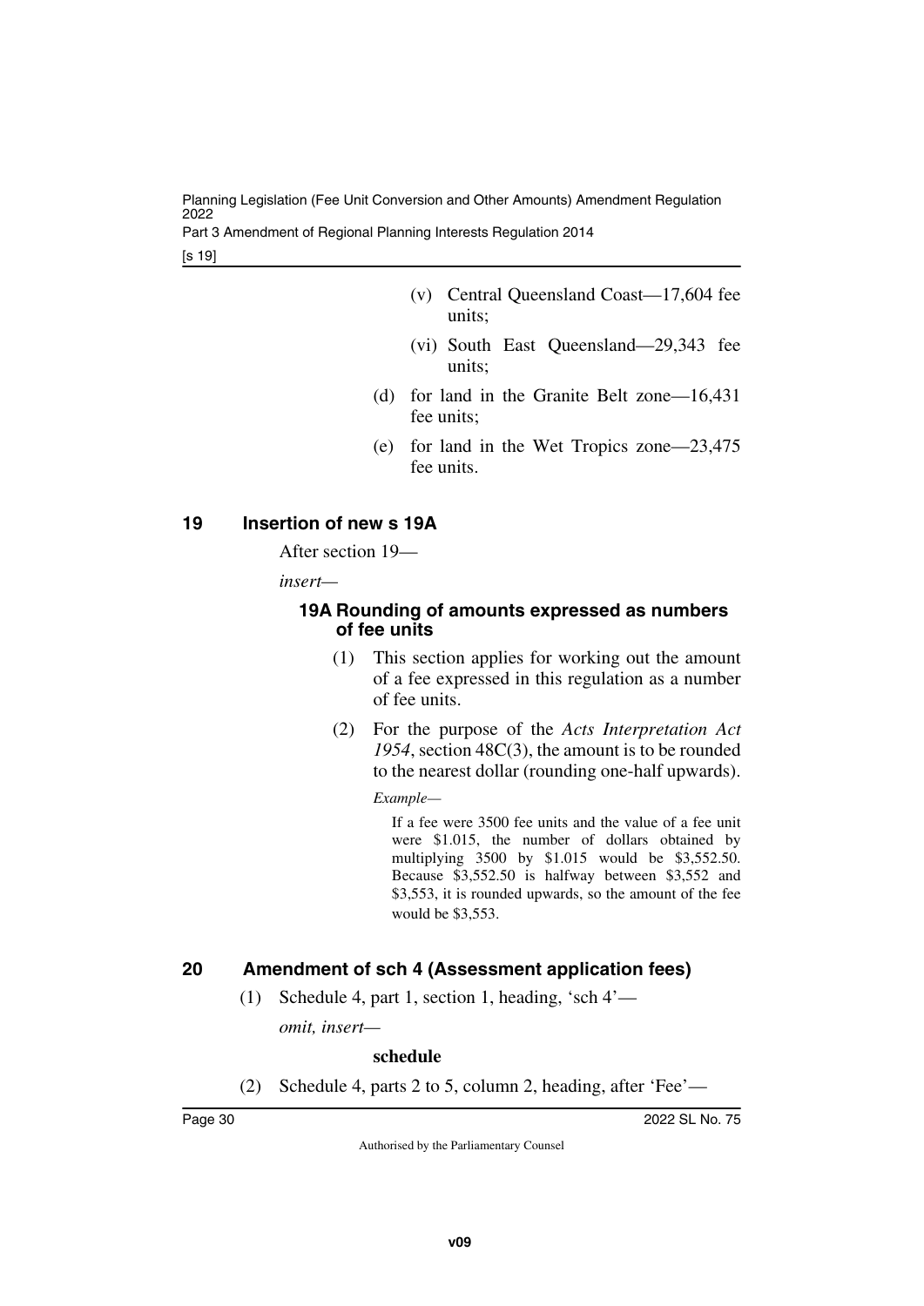(v) Central Queensland Coast—17,604 fee units;

(vi) South East Queensland—29,343 fee units;

(d) for land in the Granite Belt zone—16,431 fee units;

(e) for land in the Wet Tropics zone—23,475 fee units.

## 19 Insertion of new s 19A

After section 19—

*insert*—

### 19A Rounding of amounts expressed as numbers of fee units

(1) This section applies for working out the amount of a fee expressed in this regulation as a number of fee units.

(2) For the purpose of the *Acts Interpretation Act 1954*, section 48C(3), the amount is to be rounded to the nearest dollar (rounding one-half upwards).

*Example—*

If a fee were 3500 fee units and the value of a fee unit were $1.015, the number of dollars obtained by multiplying 3500 by $1.015 would be $3,552.50. Because $3,552.50 is halfway between $3,552 and $3,553, it is rounded upwards, so the amount of the fee would be $3,553.

## 20 Amendment of sch 4 (Assessment application fees)

(1) Schedule 4, part 1, section 1, heading, 'sch 4'—

*omit, insert*—

**schedule**

(2) Schedule 4, parts 2 to 5, column 2, heading, after 'Fee'—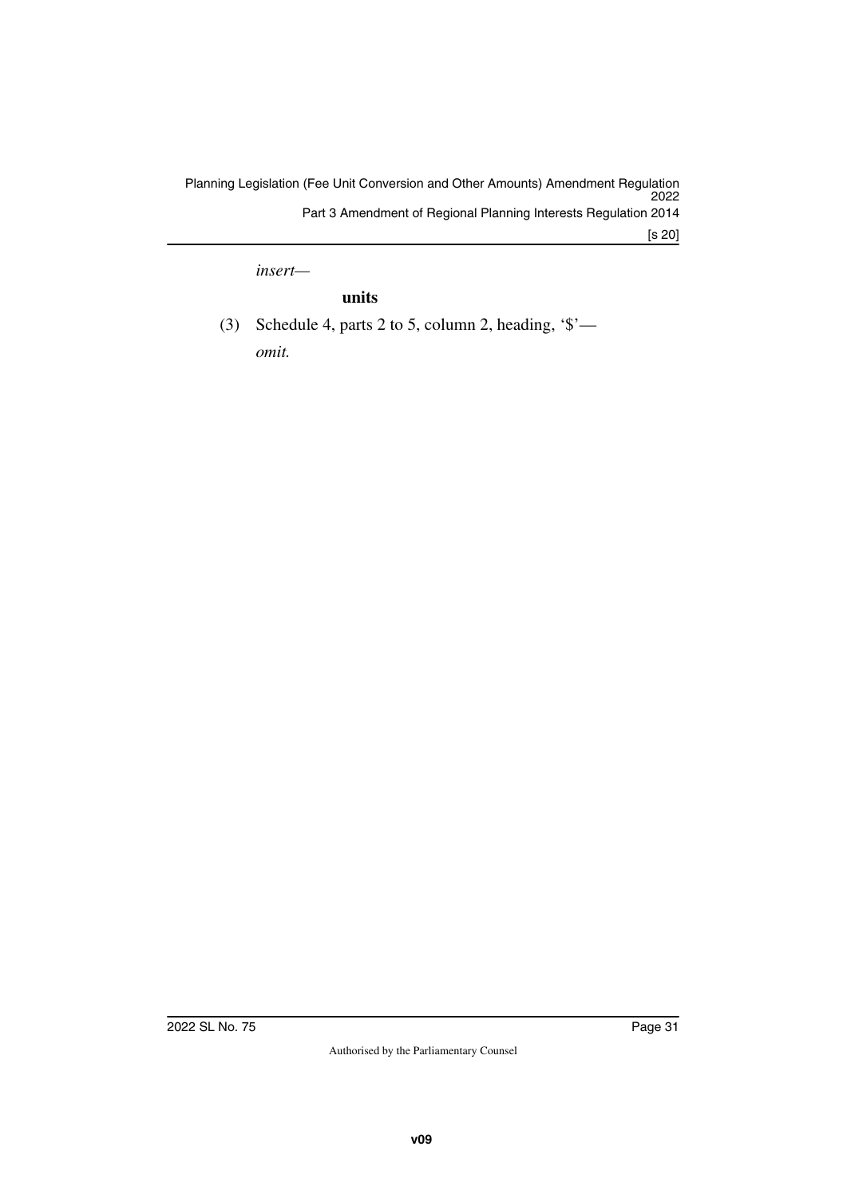*insert—*

**units**

(3) Schedule 4, parts 2 to 5, column 2, heading, '$'—

*omit.*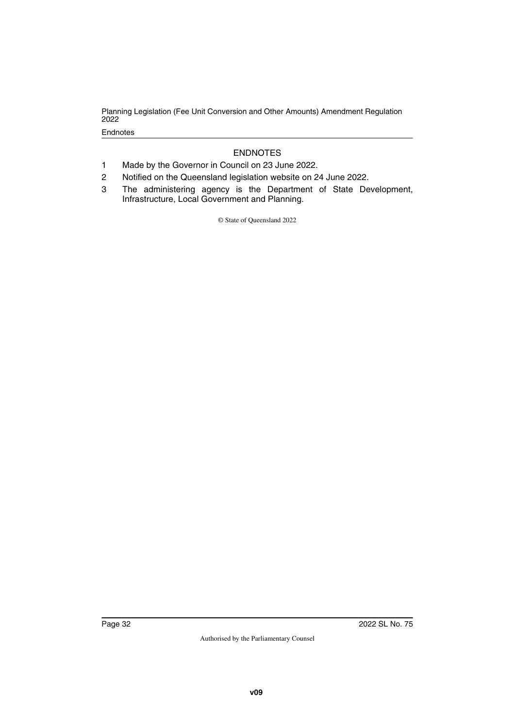## ENDNOTES

1 Made by the Governor in Council on 23 June 2022.

2 Notified on the Queensland legislation website on 24 June 2022.

3 The administering agency is the Department of State Development, Infrastructure, Local Government and Planning.

© State of Queensland 2022